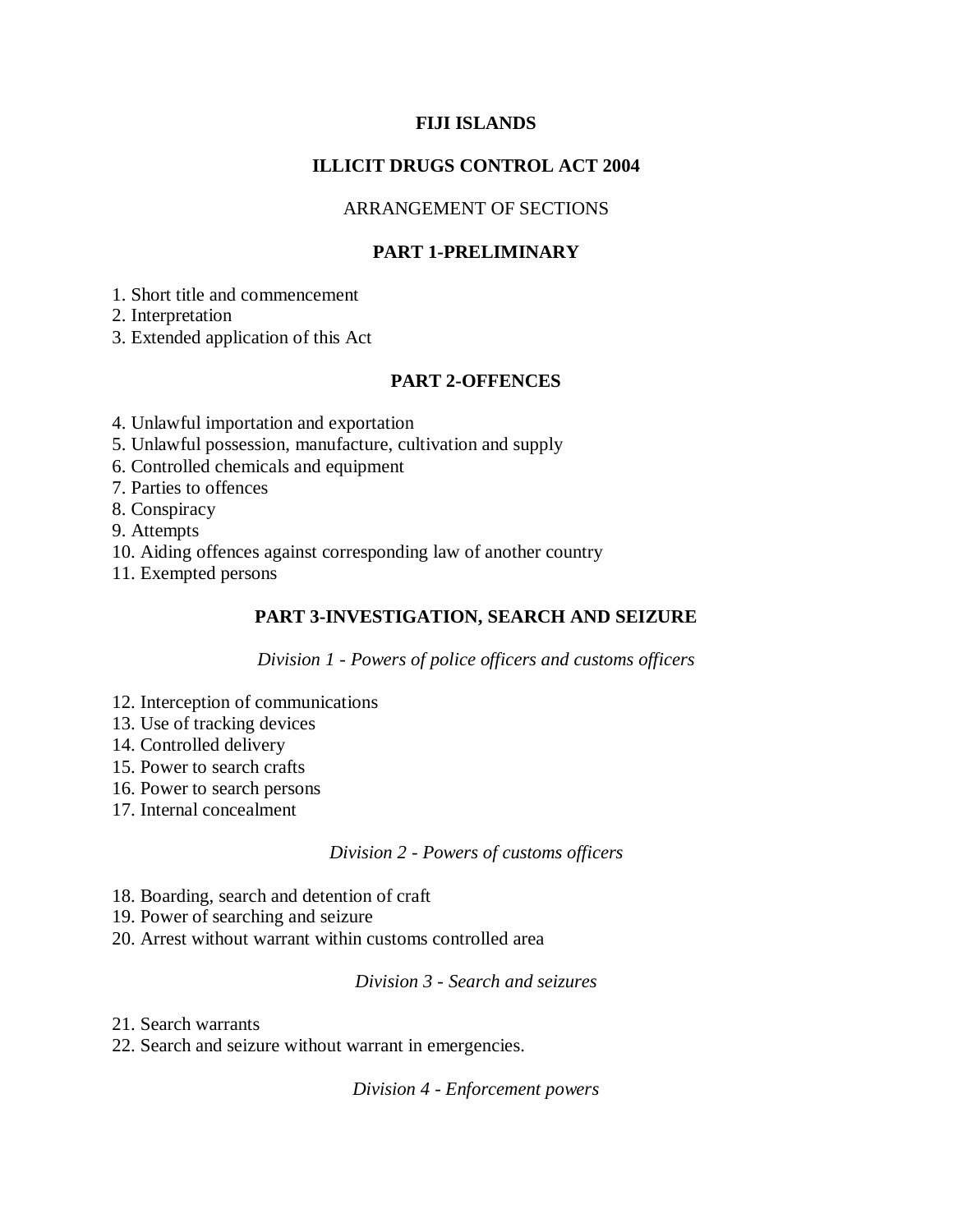# FIJI ISLANDS

# ILLICIT DRUGS CONTROL ACT 2004

ARRANGEMENT OF SECTIONS

## PART 1-PRELIMINARY

1. Short title and commencement
2. Interpretation
3. Extended application of this Act

## PART 2-OFFENCES

4. Unlawful importation and exportation
5. Unlawful possession, manufacture, cultivation and supply
6. Controlled chemicals and equipment
7. Parties to offences
8. Conspiracy
9. Attempts
10. Aiding offences against corresponding law of another country
11. Exempted persons

## PART 3-INVESTIGATION, SEARCH AND SEIZURE

*Division 1 - Powers of police officers and customs officers*

12. Interception of communications
13. Use of tracking devices
14. Controlled delivery
15. Power to search crafts
16. Power to search persons
17. Internal concealment

*Division 2 - Powers of customs officers*

18. Boarding, search and detention of craft
19. Power of searching and seizure
20. Arrest without warrant within customs controlled area

*Division 3 - Search and seizures*

21. Search warrants
22. Search and seizure without warrant in emergencies.

*Division 4 - Enforcement powers*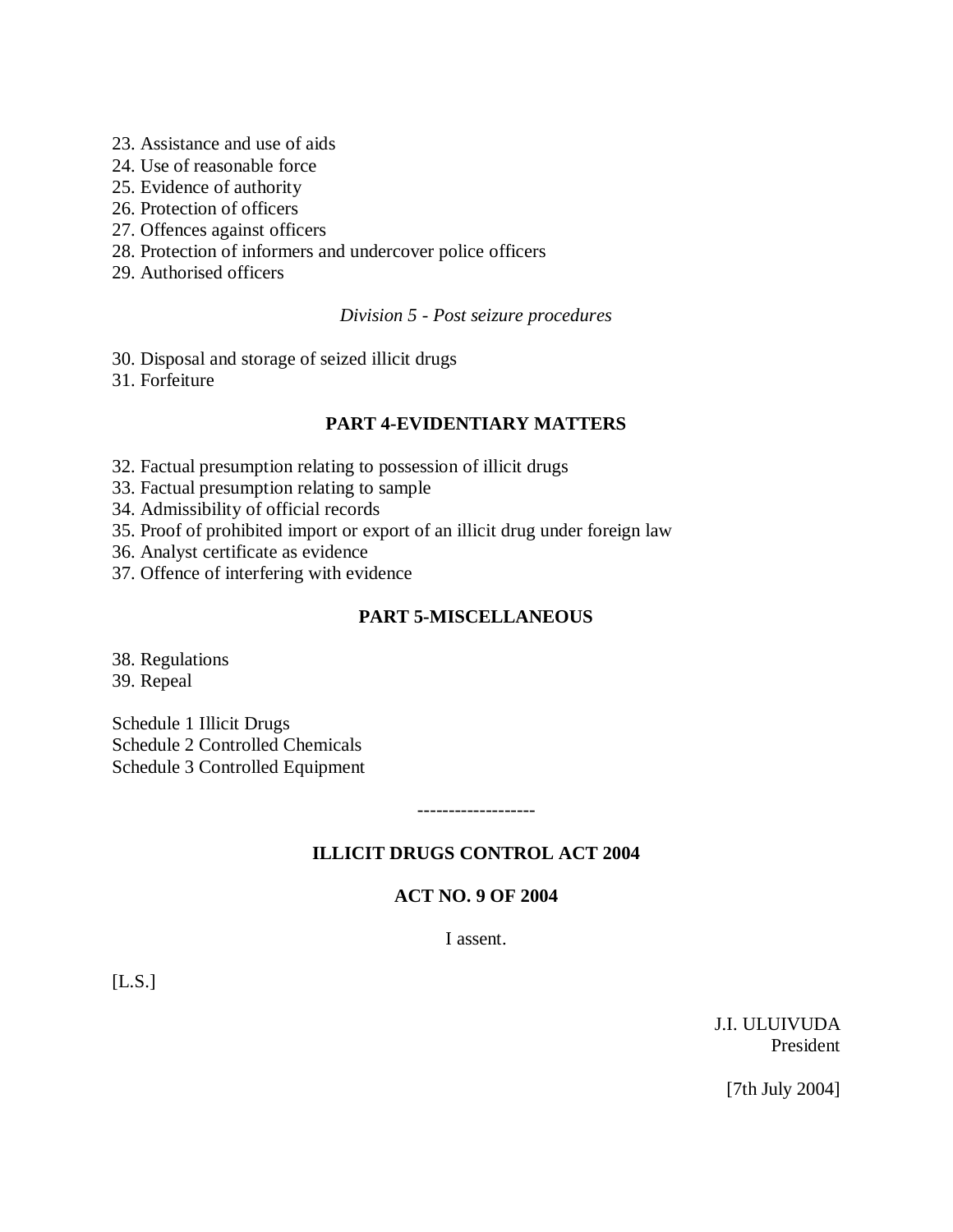23. Assistance and use of aids
24. Use of reasonable force
25. Evidence of authority
26. Protection of officers
27. Offences against officers
28. Protection of informers and undercover police officers
29. Authorised officers

*Division 5 - Post seizure procedures*

30. Disposal and storage of seized illicit drugs
31. Forfeiture

**PART 4-EVIDENTIARY MATTERS**

32. Factual presumption relating to possession of illicit drugs
33. Factual presumption relating to sample
34. Admissibility of official records
35. Proof of prohibited import or export of an illicit drug under foreign law
36. Analyst certificate as evidence
37. Offence of interfering with evidence

**PART 5-MISCELLANEOUS**

38. Regulations
39. Repeal

Schedule 1 Illicit Drugs
Schedule 2 Controlled Chemicals
Schedule 3 Controlled Equipment

-------------------

**ILLICIT DRUGS CONTROL ACT 2004**

**ACT NO. 9 OF 2004**

I assent.

[L.S.]

J.I. ULUIVUDA
President

[7th July 2004]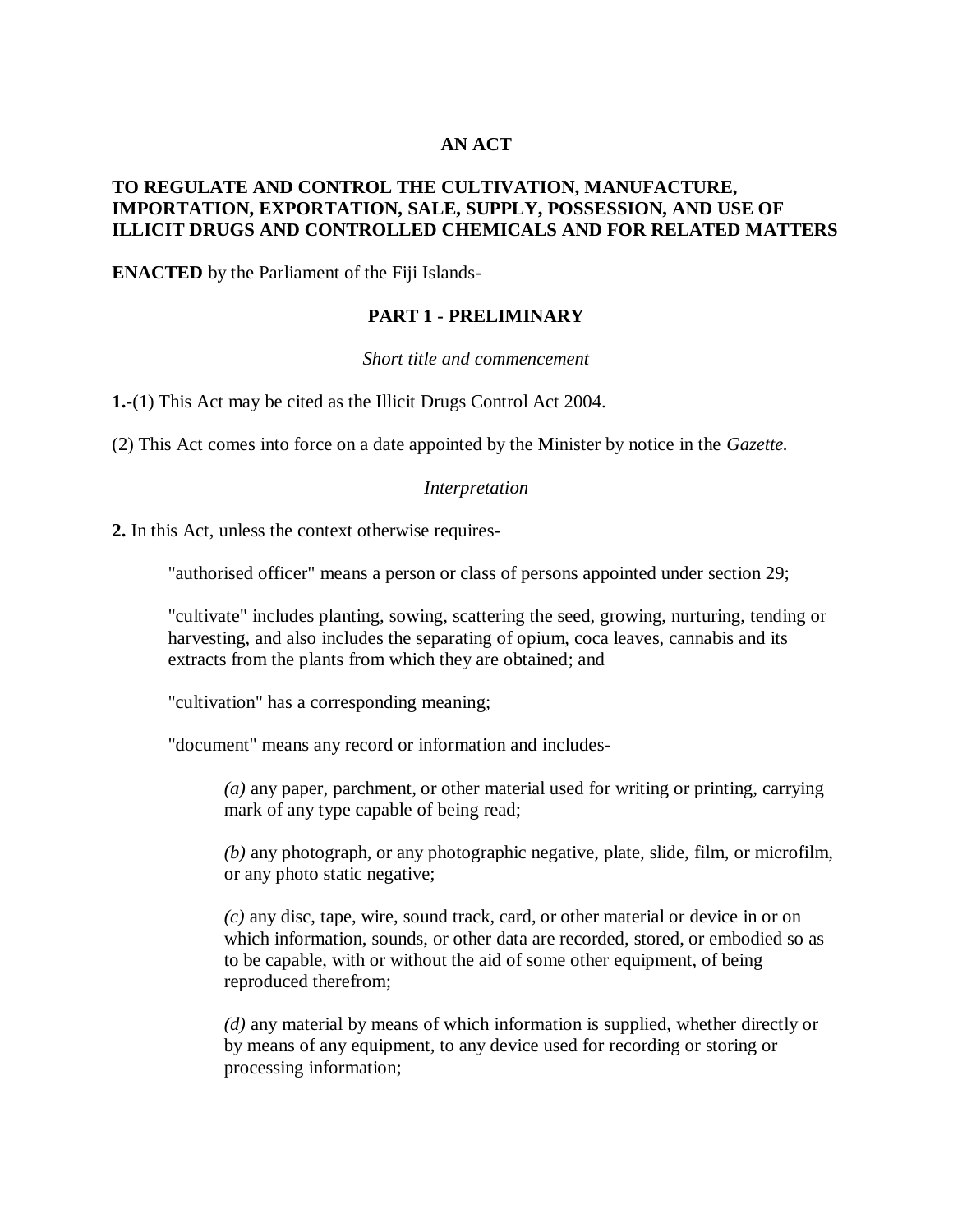**AN ACT**

**TO REGULATE AND CONTROL THE CULTIVATION, MANUFACTURE, IMPORTATION, EXPORTATION, SALE, SUPPLY, POSSESSION, AND USE OF ILLICIT DRUGS AND CONTROLLED CHEMICALS AND FOR RELATED MATTERS**

**ENACTED** by the Parliament of the Fiji Islands-

## PART 1 - PRELIMINARY

*Short title and commencement*

**1.**-(1) This Act may be cited as the Illicit Drugs Control Act 2004.

(2) This Act comes into force on a date appointed by the Minister by notice in the *Gazette.*

*Interpretation*

**2.** In this Act, unless the context otherwise requires-

"authorised officer" means a person or class of persons appointed under section 29;

"cultivate" includes planting, sowing, scattering the seed, growing, nurturing, tending or harvesting, and also includes the separating of opium, coca leaves, cannabis and its extracts from the plants from which they are obtained; and

"cultivation" has a corresponding meaning;

"document" means any record or information and includes-

*(a)* any paper, parchment, or other material used for writing or printing, carrying mark of any type capable of being read;

*(b)* any photograph, or any photographic negative, plate, slide, film, or microfilm, or any photo static negative;

*(c)* any disc, tape, wire, sound track, card, or other material or device in or on which information, sounds, or other data are recorded, stored, or embodied so as to be capable, with or without the aid of some other equipment, of being reproduced therefrom;

*(d)* any material by means of which information is supplied, whether directly or by means of any equipment, to any device used for recording or storing or processing information;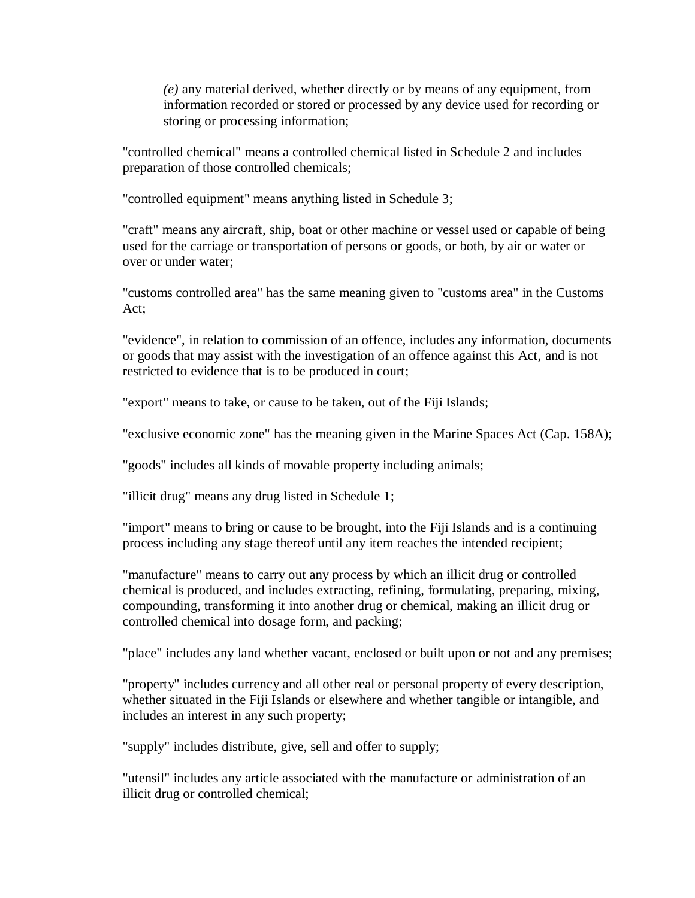*(e)* any material derived, whether directly or by means of any equipment, from information recorded or stored or processed by any device used for recording or storing or processing information;

"controlled chemical" means a controlled chemical listed in Schedule 2 and includes preparation of those controlled chemicals;

"controlled equipment" means anything listed in Schedule 3;

"craft" means any aircraft, ship, boat or other machine or vessel used or capable of being used for the carriage or transportation of persons or goods, or both, by air or water or over or under water;

"customs controlled area" has the same meaning given to "customs area" in the Customs Act;

"evidence", in relation to commission of an offence, includes any information, documents or goods that may assist with the investigation of an offence against this Act, and is not restricted to evidence that is to be produced in court;

"export" means to take, or cause to be taken, out of the Fiji Islands;

"exclusive economic zone" has the meaning given in the Marine Spaces Act (Cap. 158A);

"goods" includes all kinds of movable property including animals;

"illicit drug" means any drug listed in Schedule 1;

"import" means to bring or cause to be brought, into the Fiji Islands and is a continuing process including any stage thereof until any item reaches the intended recipient;

"manufacture" means to carry out any process by which an illicit drug or controlled chemical is produced, and includes extracting, refining, formulating, preparing, mixing, compounding, transforming it into another drug or chemical, making an illicit drug or controlled chemical into dosage form, and packing;

"place" includes any land whether vacant, enclosed or built upon or not and any premises;

"property" includes currency and all other real or personal property of every description, whether situated in the Fiji Islands or elsewhere and whether tangible or intangible, and includes an interest in any such property;

"supply" includes distribute, give, sell and offer to supply;

"utensil" includes any article associated with the manufacture or administration of an illicit drug or controlled chemical;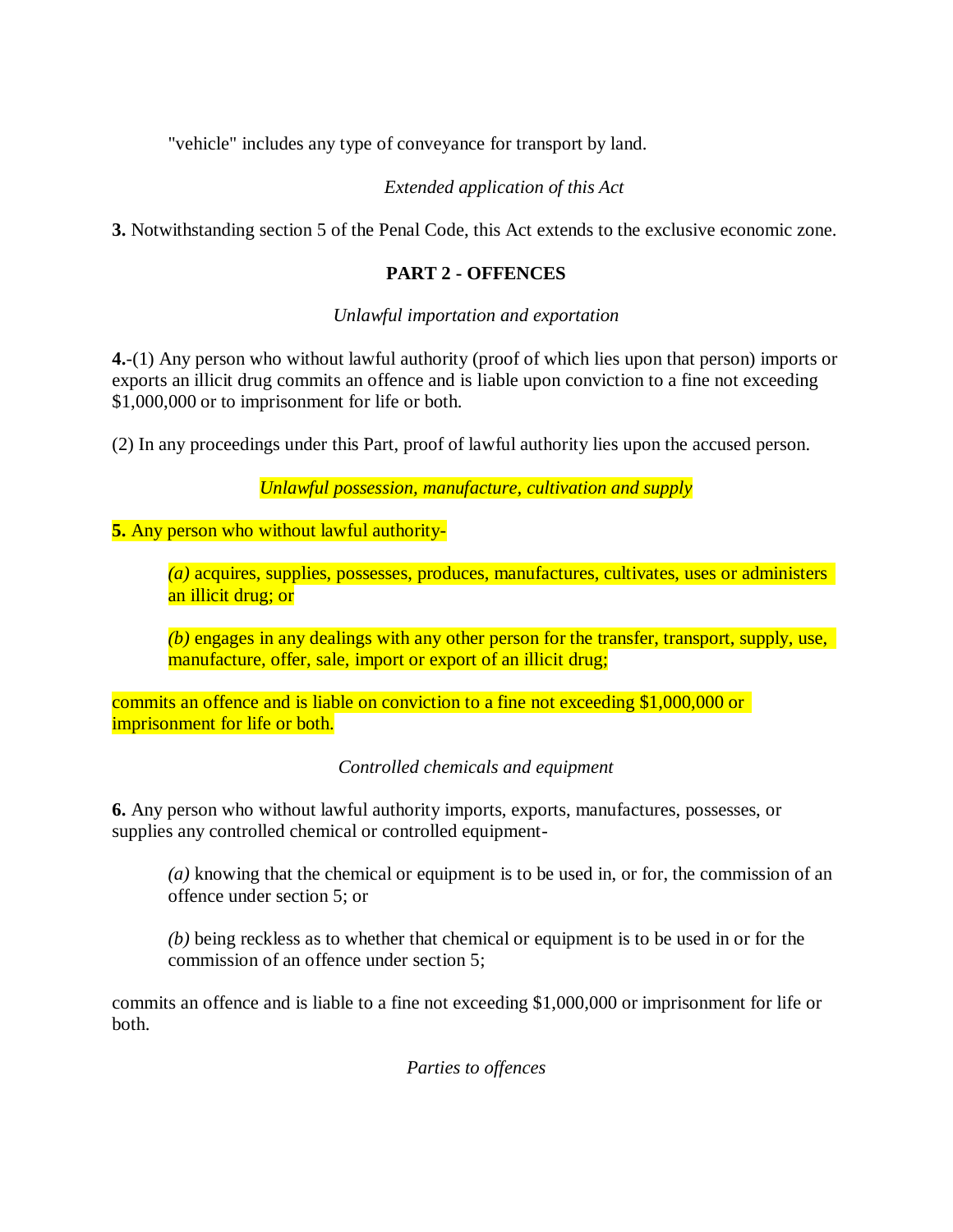"vehicle" includes any type of conveyance for transport by land.

*Extended application of this Act*

**3.** Notwithstanding section 5 of the Penal Code, this Act extends to the exclusive economic zone.

## PART 2 - OFFENCES

*Unlawful importation and exportation*

**4.**-(1) Any person who without lawful authority (proof of which lies upon that person) imports or exports an illicit drug commits an offence and is liable upon conviction to a fine not exceeding $1,000,000 or to imprisonment for life or both.

(2) In any proceedings under this Part, proof of lawful authority lies upon the accused person.

*Unlawful possession, manufacture, cultivation and supply*

**5.** Any person who without lawful authority-

> *(a)* acquires, supplies, possesses, produces, manufactures, cultivates, uses or administers an illicit drug; or
>
> *(b)* engages in any dealings with any other person for the transfer, transport, supply, use, manufacture, offer, sale, import or export of an illicit drug;

commits an offence and is liable on conviction to a fine not exceeding $1,000,000 or imprisonment for life or both.

*Controlled chemicals and equipment*

**6.** Any person who without lawful authority imports, exports, manufactures, possesses, or supplies any controlled chemical or controlled equipment-

> *(a)* knowing that the chemical or equipment is to be used in, or for, the commission of an offence under section 5; or
>
> *(b)* being reckless as to whether that chemical or equipment is to be used in or for the commission of an offence under section 5;

commits an offence and is liable to a fine not exceeding $1,000,000 or imprisonment for life or both.

*Parties to offences*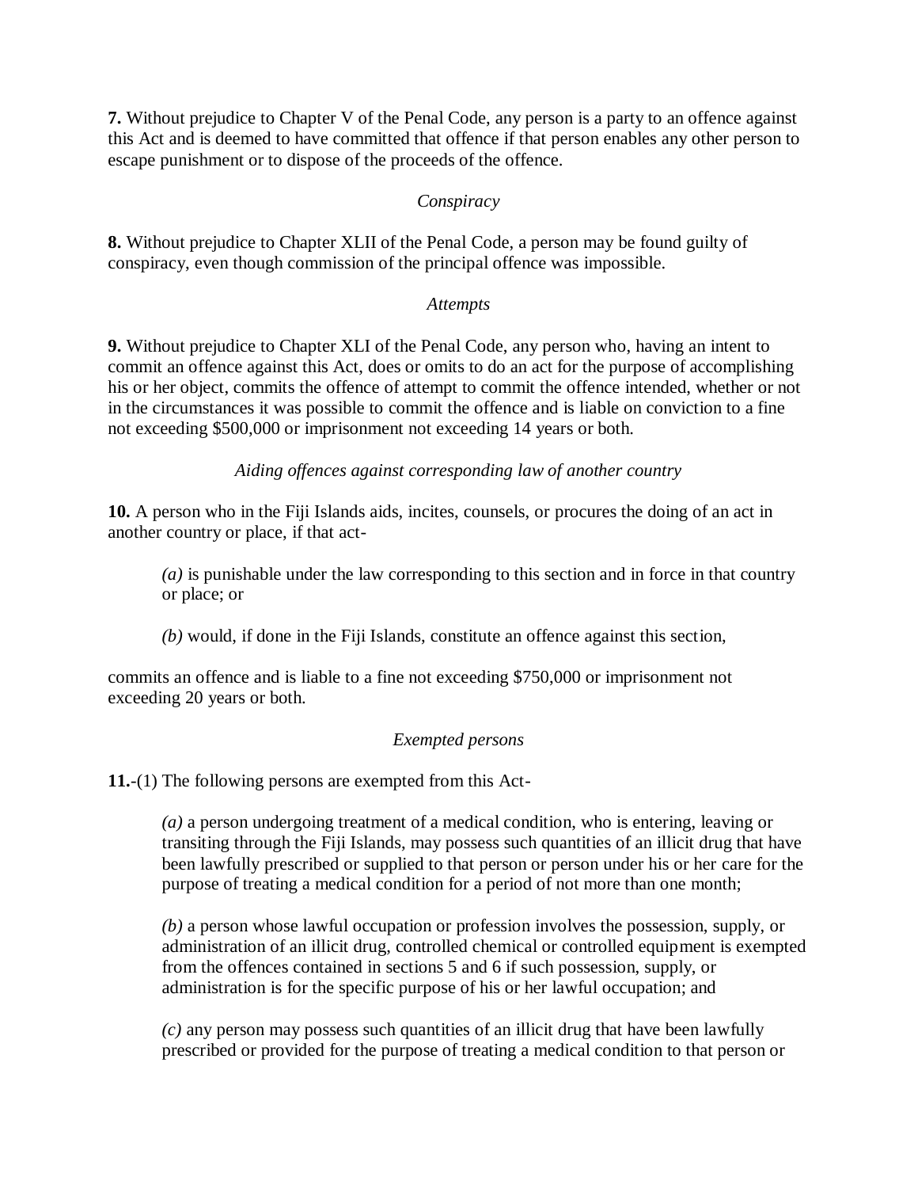**7.** Without prejudice to Chapter V of the Penal Code, any person is a party to an offence against this Act and is deemed to have committed that offence if that person enables any other person to escape punishment or to dispose of the proceeds of the offence.

*Conspiracy*

**8.** Without prejudice to Chapter XLII of the Penal Code, a person may be found guilty of conspiracy, even though commission of the principal offence was impossible.

*Attempts*

**9.** Without prejudice to Chapter XLI of the Penal Code, any person who, having an intent to commit an offence against this Act, does or omits to do an act for the purpose of accomplishing his or her object, commits the offence of attempt to commit the offence intended, whether or not in the circumstances it was possible to commit the offence and is liable on conviction to a fine not exceeding $500,000 or imprisonment not exceeding 14 years or both.

*Aiding offences against corresponding law of another country*

**10.** A person who in the Fiji Islands aids, incites, counsels, or procures the doing of an act in another country or place, if that act-

> *(a)* is punishable under the law corresponding to this section and in force in that country or place; or
>
> *(b)* would, if done in the Fiji Islands, constitute an offence against this section,

commits an offence and is liable to a fine not exceeding $750,000 or imprisonment not exceeding 20 years or both.

*Exempted persons*

**11.**-(1) The following persons are exempted from this Act-

> *(a)* a person undergoing treatment of a medical condition, who is entering, leaving or transiting through the Fiji Islands, may possess such quantities of an illicit drug that have been lawfully prescribed or supplied to that person or person under his or her care for the purpose of treating a medical condition for a period of not more than one month;
>
> *(b)* a person whose lawful occupation or profession involves the possession, supply, or administration of an illicit drug, controlled chemical or controlled equipment is exempted from the offences contained in sections 5 and 6 if such possession, supply, or administration is for the specific purpose of his or her lawful occupation; and
>
> *(c)* any person may possess such quantities of an illicit drug that have been lawfully prescribed or provided for the purpose of treating a medical condition to that person or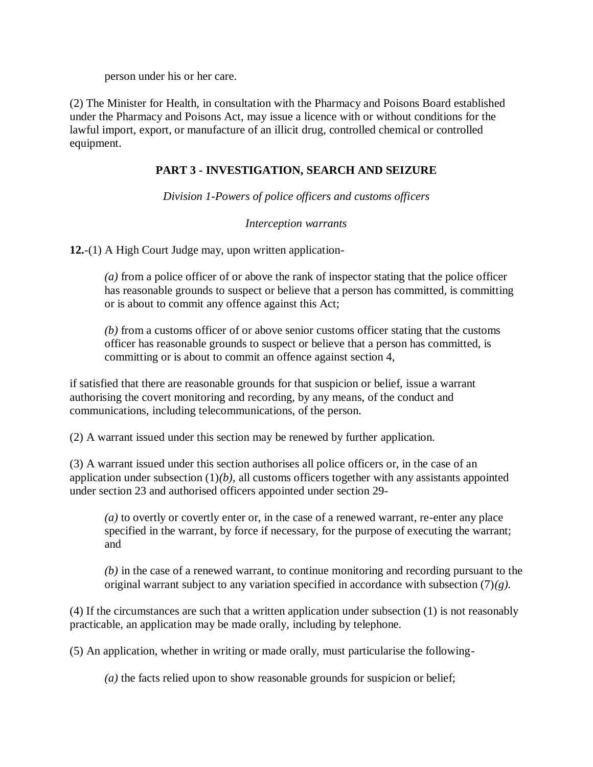person under his or her care.

(2) The Minister for Health, in consultation with the Pharmacy and Poisons Board established under the Pharmacy and Poisons Act, may issue a licence with or without conditions for the lawful import, export, or manufacture of an illicit drug, controlled chemical or controlled equipment.

## PART 3 - INVESTIGATION, SEARCH AND SEIZURE

*Division 1-Powers of police officers and customs officers*

*Interception warrants*

**12.**-(1) A High Court Judge may, upon written application-

> *(a)* from a police officer of or above the rank of inspector stating that the police officer has reasonable grounds to suspect or believe that a person has committed, is committing or is about to commit any offence against this Act;
>
> *(b)* from a customs officer of or above senior customs officer stating that the customs officer has reasonable grounds to suspect or believe that a person has committed, is committing or is about to commit an offence against section 4,

if satisfied that there are reasonable grounds for that suspicion or belief, issue a warrant authorising the covert monitoring and recording, by any means, of the conduct and communications, including telecommunications, of the person.

(2) A warrant issued under this section may be renewed by further application.

(3) A warrant issued under this section authorises all police officers or, in the case of an application under subsection (1)*(b)*, all customs officers together with any assistants appointed under section 23 and authorised officers appointed under section 29-

> *(a)* to overtly or covertly enter or, in the case of a renewed warrant, re-enter any place specified in the warrant, by force if necessary, for the purpose of executing the warrant; and
>
> *(b)* in the case of a renewed warrant, to continue monitoring and recording pursuant to the original warrant subject to any variation specified in accordance with subsection (7)*(g)*.

(4) If the circumstances are such that a written application under subsection (1) is not reasonably practicable, an application may be made orally, including by telephone.

(5) An application, whether in writing or made orally, must particularise the following-

> *(a)* the facts relied upon to show reasonable grounds for suspicion or belief;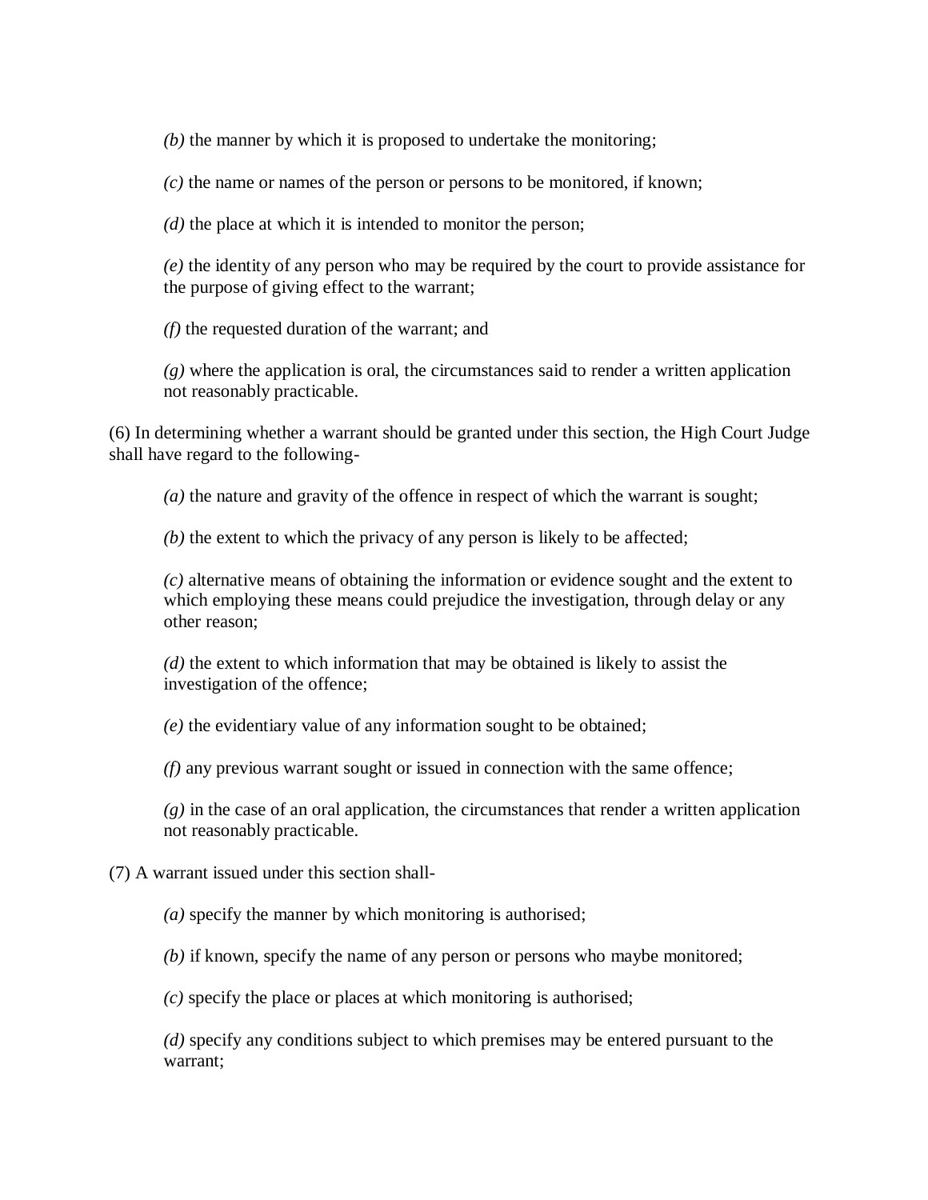*(b)* the manner by which it is proposed to undertake the monitoring;

*(c)* the name or names of the person or persons to be monitored, if known;

*(d)* the place at which it is intended to monitor the person;

*(e)* the identity of any person who may be required by the court to provide assistance for the purpose of giving effect to the warrant;

*(f)* the requested duration of the warrant; and

*(g)* where the application is oral, the circumstances said to render a written application not reasonably practicable.

(6) In determining whether a warrant should be granted under this section, the High Court Judge shall have regard to the following-

*(a)* the nature and gravity of the offence in respect of which the warrant is sought;

*(b)* the extent to which the privacy of any person is likely to be affected;

*(c)* alternative means of obtaining the information or evidence sought and the extent to which employing these means could prejudice the investigation, through delay or any other reason;

*(d)* the extent to which information that may be obtained is likely to assist the investigation of the offence;

*(e)* the evidentiary value of any information sought to be obtained;

*(f)* any previous warrant sought or issued in connection with the same offence;

*(g)* in the case of an oral application, the circumstances that render a written application not reasonably practicable.

(7) A warrant issued under this section shall-

*(a)* specify the manner by which monitoring is authorised;

*(b)* if known, specify the name of any person or persons who maybe monitored;

*(c)* specify the place or places at which monitoring is authorised;

*(d)* specify any conditions subject to which premises may be entered pursuant to the warrant;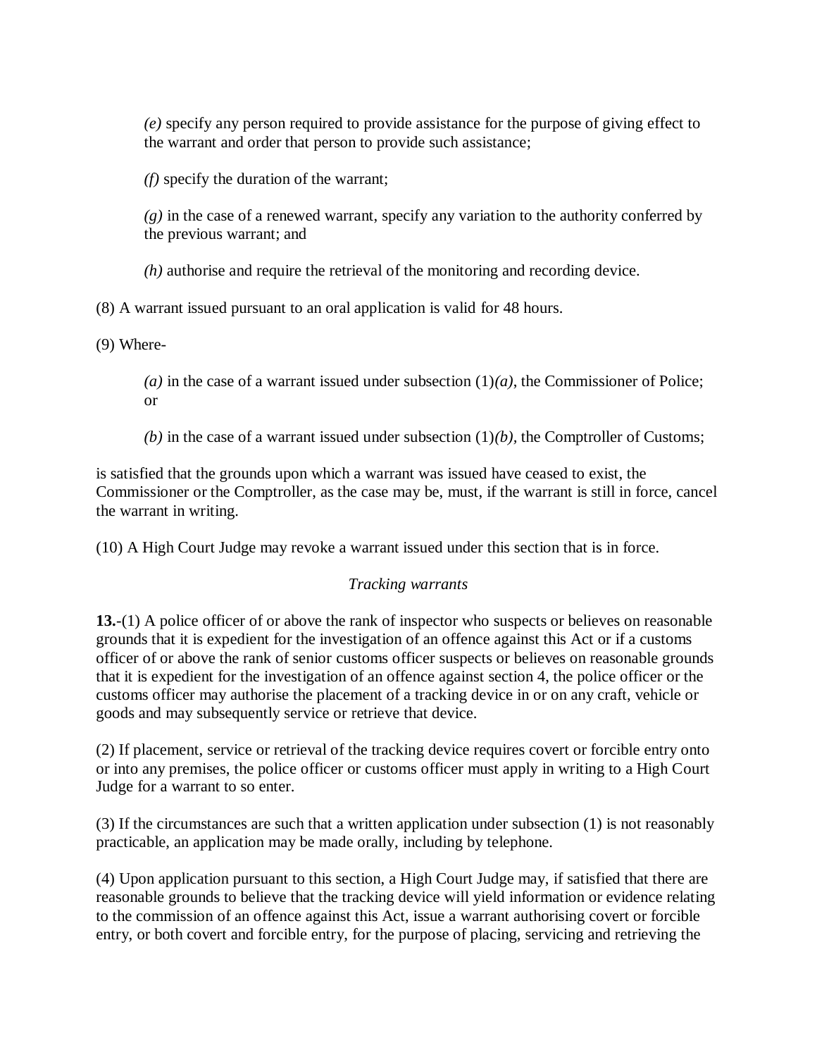*(e)* specify any person required to provide assistance for the purpose of giving effect to the warrant and order that person to provide such assistance;

*(f)* specify the duration of the warrant;

*(g)* in the case of a renewed warrant, specify any variation to the authority conferred by the previous warrant; and

*(h)* authorise and require the retrieval of the monitoring and recording device.

(8) A warrant issued pursuant to an oral application is valid for 48 hours.

(9) Where-

*(a)* in the case of a warrant issued under subsection (1)*(a)*, the Commissioner of Police; or

*(b)* in the case of a warrant issued under subsection (1)*(b)*, the Comptroller of Customs;

is satisfied that the grounds upon which a warrant was issued have ceased to exist, the Commissioner or the Comptroller, as the case may be, must, if the warrant is still in force, cancel the warrant in writing.

(10) A High Court Judge may revoke a warrant issued under this section that is in force.

*Tracking warrants*

**13.**-(1) A police officer of or above the rank of inspector who suspects or believes on reasonable grounds that it is expedient for the investigation of an offence against this Act or if a customs officer of or above the rank of senior customs officer suspects or believes on reasonable grounds that it is expedient for the investigation of an offence against section 4, the police officer or the customs officer may authorise the placement of a tracking device in or on any craft, vehicle or goods and may subsequently service or retrieve that device.

(2) If placement, service or retrieval of the tracking device requires covert or forcible entry onto or into any premises, the police officer or customs officer must apply in writing to a High Court Judge for a warrant to so enter.

(3) If the circumstances are such that a written application under subsection (1) is not reasonably practicable, an application may be made orally, including by telephone.

(4) Upon application pursuant to this section, a High Court Judge may, if satisfied that there are reasonable grounds to believe that the tracking device will yield information or evidence relating to the commission of an offence against this Act, issue a warrant authorising covert or forcible entry, or both covert and forcible entry, for the purpose of placing, servicing and retrieving the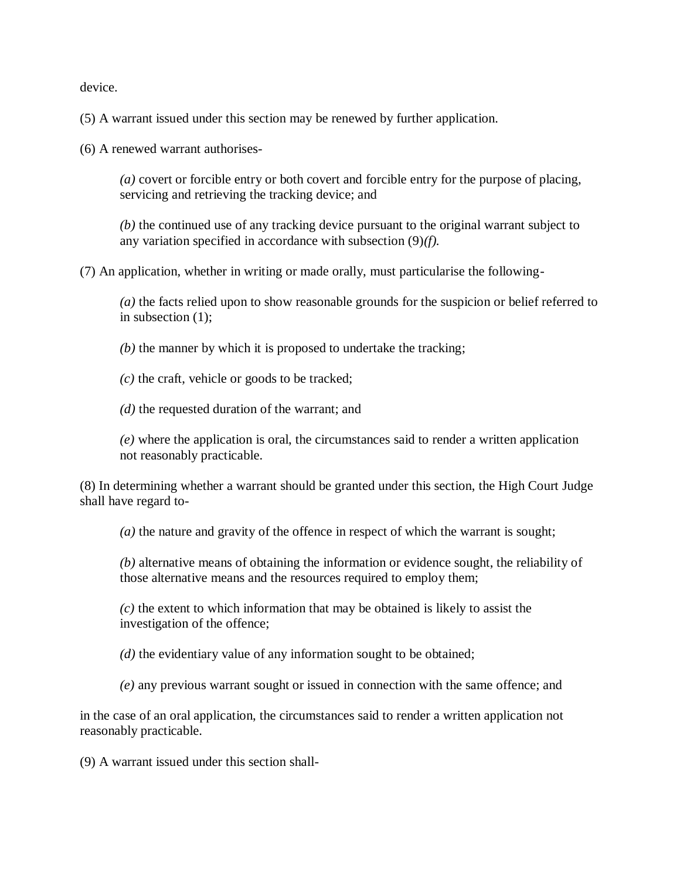device.

(5) A warrant issued under this section may be renewed by further application.

(6) A renewed warrant authorises-

*(a)* covert or forcible entry or both covert and forcible entry for the purpose of placing, servicing and retrieving the tracking device; and

*(b)* the continued use of any tracking device pursuant to the original warrant subject to any variation specified in accordance with subsection (9)*(f)*.

(7) An application, whether in writing or made orally, must particularise the following-

*(a)* the facts relied upon to show reasonable grounds for the suspicion or belief referred to in subsection (1);

*(b)* the manner by which it is proposed to undertake the tracking;

*(c)* the craft, vehicle or goods to be tracked;

*(d)* the requested duration of the warrant; and

*(e)* where the application is oral, the circumstances said to render a written application not reasonably practicable.

(8) In determining whether a warrant should be granted under this section, the High Court Judge shall have regard to-

*(a)* the nature and gravity of the offence in respect of which the warrant is sought;

*(b)* alternative means of obtaining the information or evidence sought, the reliability of those alternative means and the resources required to employ them;

*(c)* the extent to which information that may be obtained is likely to assist the investigation of the offence;

*(d)* the evidentiary value of any information sought to be obtained;

*(e)* any previous warrant sought or issued in connection with the same offence; and

in the case of an oral application, the circumstances said to render a written application not reasonably practicable.

(9) A warrant issued under this section shall-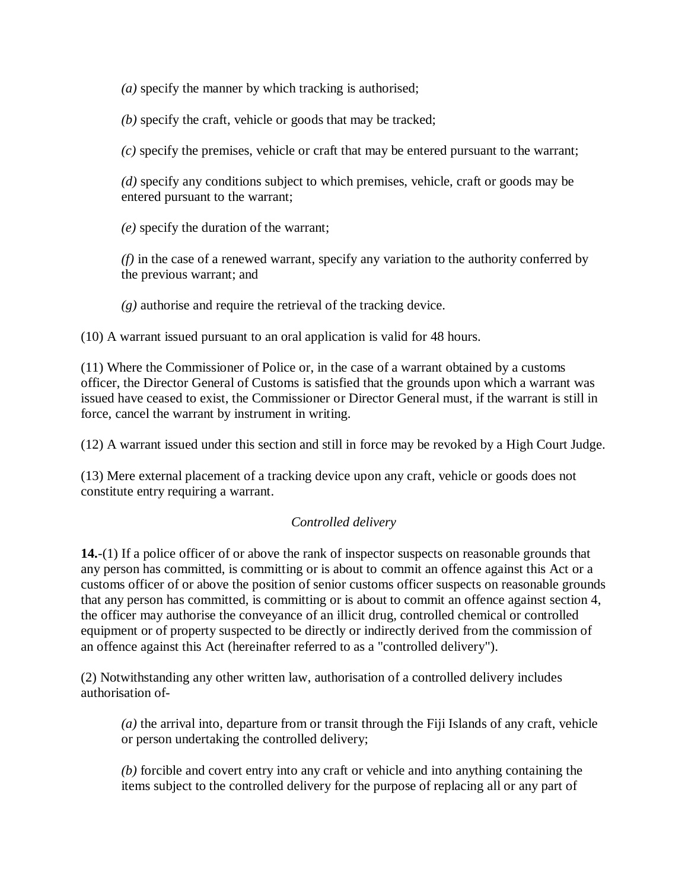*(a)* specify the manner by which tracking is authorised;

*(b)* specify the craft, vehicle or goods that may be tracked;

*(c)* specify the premises, vehicle or craft that may be entered pursuant to the warrant;

*(d)* specify any conditions subject to which premises, vehicle, craft or goods may be entered pursuant to the warrant;

*(e)* specify the duration of the warrant;

*(f)* in the case of a renewed warrant, specify any variation to the authority conferred by the previous warrant; and

*(g)* authorise and require the retrieval of the tracking device.

(10) A warrant issued pursuant to an oral application is valid for 48 hours.

(11) Where the Commissioner of Police or, in the case of a warrant obtained by a customs officer, the Director General of Customs is satisfied that the grounds upon which a warrant was issued have ceased to exist, the Commissioner or Director General must, if the warrant is still in force, cancel the warrant by instrument in writing.

(12) A warrant issued under this section and still in force may be revoked by a High Court Judge.

(13) Mere external placement of a tracking device upon any craft, vehicle or goods does not constitute entry requiring a warrant.

*Controlled delivery*

**14.**-(1) If a police officer of or above the rank of inspector suspects on reasonable grounds that any person has committed, is committing or is about to commit an offence against this Act or a customs officer of or above the position of senior customs officer suspects on reasonable grounds that any person has committed, is committing or is about to commit an offence against section 4, the officer may authorise the conveyance of an illicit drug, controlled chemical or controlled equipment or of property suspected to be directly or indirectly derived from the commission of an offence against this Act (hereinafter referred to as a "controlled delivery").

(2) Notwithstanding any other written law, authorisation of a controlled delivery includes authorisation of-

*(a)* the arrival into, departure from or transit through the Fiji Islands of any craft, vehicle or person undertaking the controlled delivery;

*(b)* forcible and covert entry into any craft or vehicle and into anything containing the items subject to the controlled delivery for the purpose of replacing all or any part of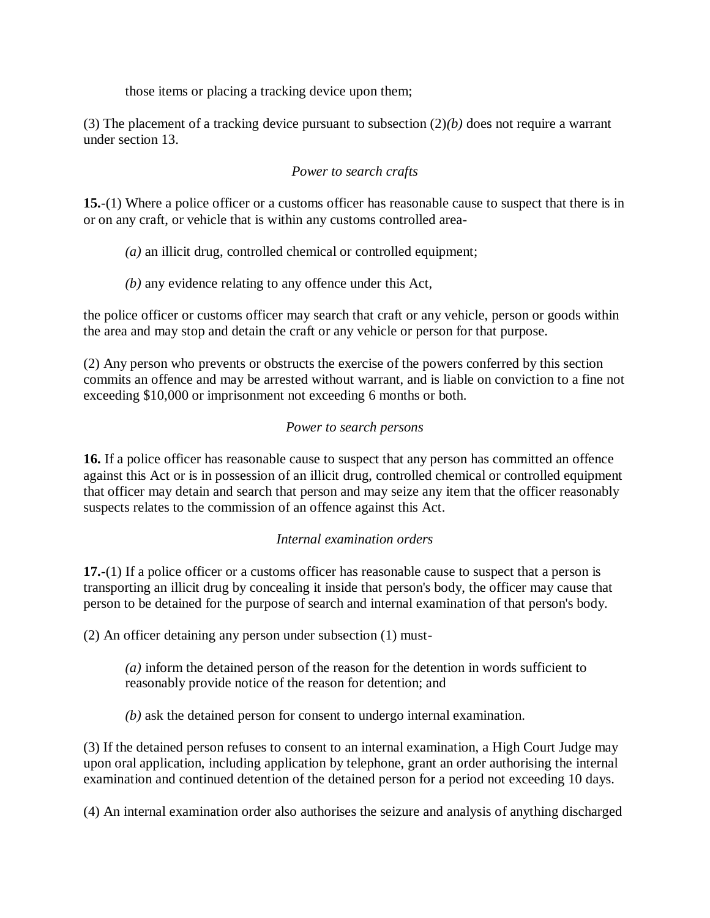those items or placing a tracking device upon them;

(3) The placement of a tracking device pursuant to subsection (2)*(b)* does not require a warrant under section 13.

*Power to search crafts*

**15.**-(1) Where a police officer or a customs officer has reasonable cause to suspect that there is in or on any craft, or vehicle that is within any customs controlled area-

*(a)* an illicit drug, controlled chemical or controlled equipment;

*(b)* any evidence relating to any offence under this Act,

the police officer or customs officer may search that craft or any vehicle, person or goods within the area and may stop and detain the craft or any vehicle or person for that purpose.

(2) Any person who prevents or obstructs the exercise of the powers conferred by this section commits an offence and may be arrested without warrant, and is liable on conviction to a fine not exceeding $10,000 or imprisonment not exceeding 6 months or both.

*Power to search persons*

**16.** If a police officer has reasonable cause to suspect that any person has committed an offence against this Act or is in possession of an illicit drug, controlled chemical or controlled equipment that officer may detain and search that person and may seize any item that the officer reasonably suspects relates to the commission of an offence against this Act.

*Internal examination orders*

**17.**-(1) If a police officer or a customs officer has reasonable cause to suspect that a person is transporting an illicit drug by concealing it inside that person's body, the officer may cause that person to be detained for the purpose of search and internal examination of that person's body.

(2) An officer detaining any person under subsection (1) must-

*(a)* inform the detained person of the reason for the detention in words sufficient to reasonably provide notice of the reason for detention; and

*(b)* ask the detained person for consent to undergo internal examination.

(3) If the detained person refuses to consent to an internal examination, a High Court Judge may upon oral application, including application by telephone, grant an order authorising the internal examination and continued detention of the detained person for a period not exceeding 10 days.

(4) An internal examination order also authorises the seizure and analysis of anything discharged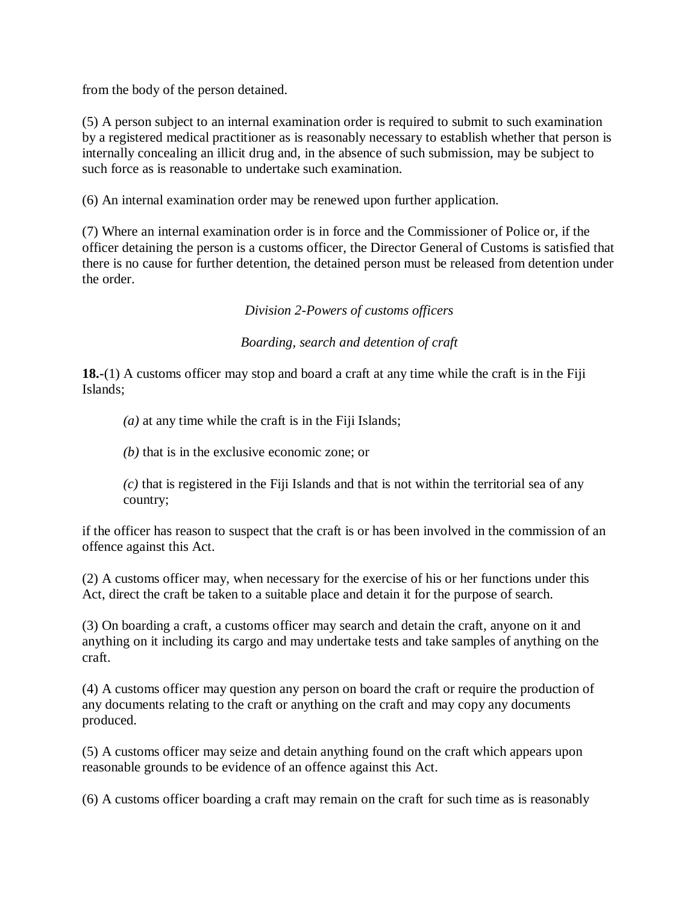from the body of the person detained.

(5) A person subject to an internal examination order is required to submit to such examination by a registered medical practitioner as is reasonably necessary to establish whether that person is internally concealing an illicit drug and, in the absence of such submission, may be subject to such force as is reasonable to undertake such examination.

(6) An internal examination order may be renewed upon further application.

(7) Where an internal examination order is in force and the Commissioner of Police or, if the officer detaining the person is a customs officer, the Director General of Customs is satisfied that there is no cause for further detention, the detained person must be released from detention under the order.

*Division 2-Powers of customs officers*

*Boarding, search and detention of craft*

**18.-**(1) A customs officer may stop and board a craft at any time while the craft is in the Fiji Islands;

> *(a)* at any time while the craft is in the Fiji Islands;
>
> *(b)* that is in the exclusive economic zone; or
>
> *(c)* that is registered in the Fiji Islands and that is not within the territorial sea of any country;

if the officer has reason to suspect that the craft is or has been involved in the commission of an offence against this Act.

(2) A customs officer may, when necessary for the exercise of his or her functions under this Act, direct the craft be taken to a suitable place and detain it for the purpose of search.

(3) On boarding a craft, a customs officer may search and detain the craft, anyone on it and anything on it including its cargo and may undertake tests and take samples of anything on the craft.

(4) A customs officer may question any person on board the craft or require the production of any documents relating to the craft or anything on the craft and may copy any documents produced.

(5) A customs officer may seize and detain anything found on the craft which appears upon reasonable grounds to be evidence of an offence against this Act.

(6) A customs officer boarding a craft may remain on the craft for such time as is reasonably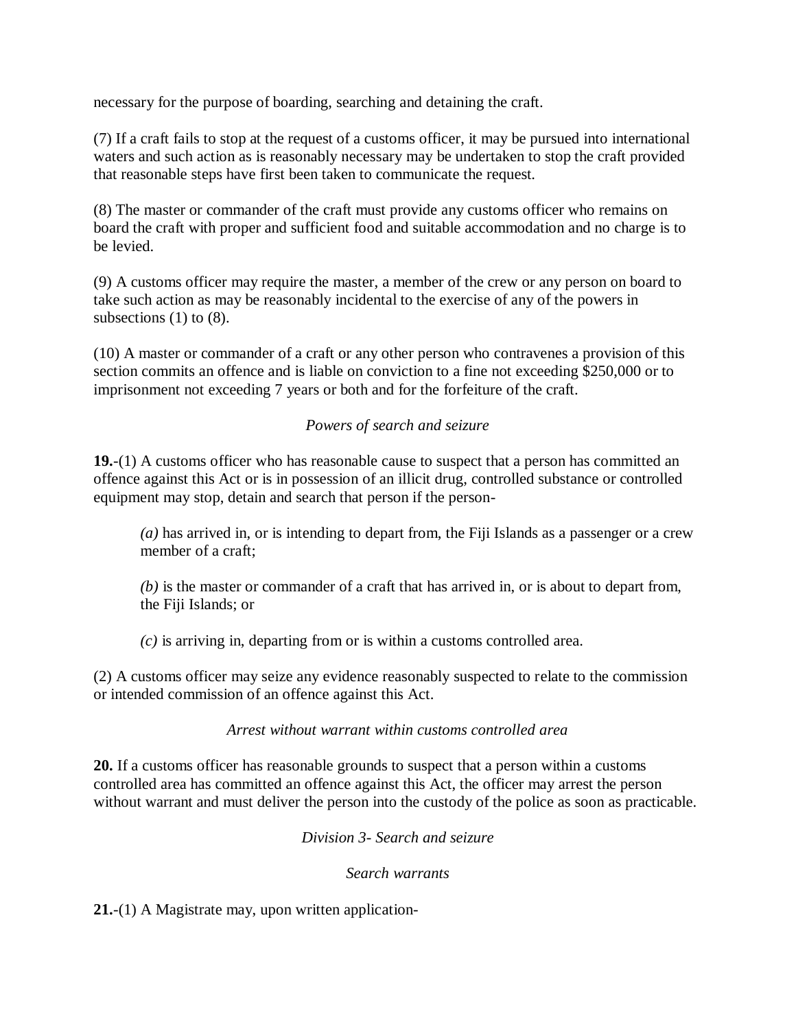necessary for the purpose of boarding, searching and detaining the craft.

(7) If a craft fails to stop at the request of a customs officer, it may be pursued into international waters and such action as is reasonably necessary may be undertaken to stop the craft provided that reasonable steps have first been taken to communicate the request.

(8) The master or commander of the craft must provide any customs officer who remains on board the craft with proper and sufficient food and suitable accommodation and no charge is to be levied.

(9) A customs officer may require the master, a member of the crew or any person on board to take such action as may be reasonably incidental to the exercise of any of the powers in subsections (1) to (8).

(10) A master or commander of a craft or any other person who contravenes a provision of this section commits an offence and is liable on conviction to a fine not exceeding $250,000 or to imprisonment not exceeding 7 years or both and for the forfeiture of the craft.

*Powers of search and seizure*

**19.**-(1) A customs officer who has reasonable cause to suspect that a person has committed an offence against this Act or is in possession of an illicit drug, controlled substance or controlled equipment may stop, detain and search that person if the person-

> *(a)* has arrived in, or is intending to depart from, the Fiji Islands as a passenger or a crew member of a craft;
>
> *(b)* is the master or commander of a craft that has arrived in, or is about to depart from, the Fiji Islands; or
>
> *(c)* is arriving in, departing from or is within a customs controlled area.

(2) A customs officer may seize any evidence reasonably suspected to relate to the commission or intended commission of an offence against this Act.

*Arrest without warrant within customs controlled area*

**20.** If a customs officer has reasonable grounds to suspect that a person within a customs controlled area has committed an offence against this Act, the officer may arrest the person without warrant and must deliver the person into the custody of the police as soon as practicable.

*Division 3- Search and seizure*

*Search warrants*

**21.**-(1) A Magistrate may, upon written application-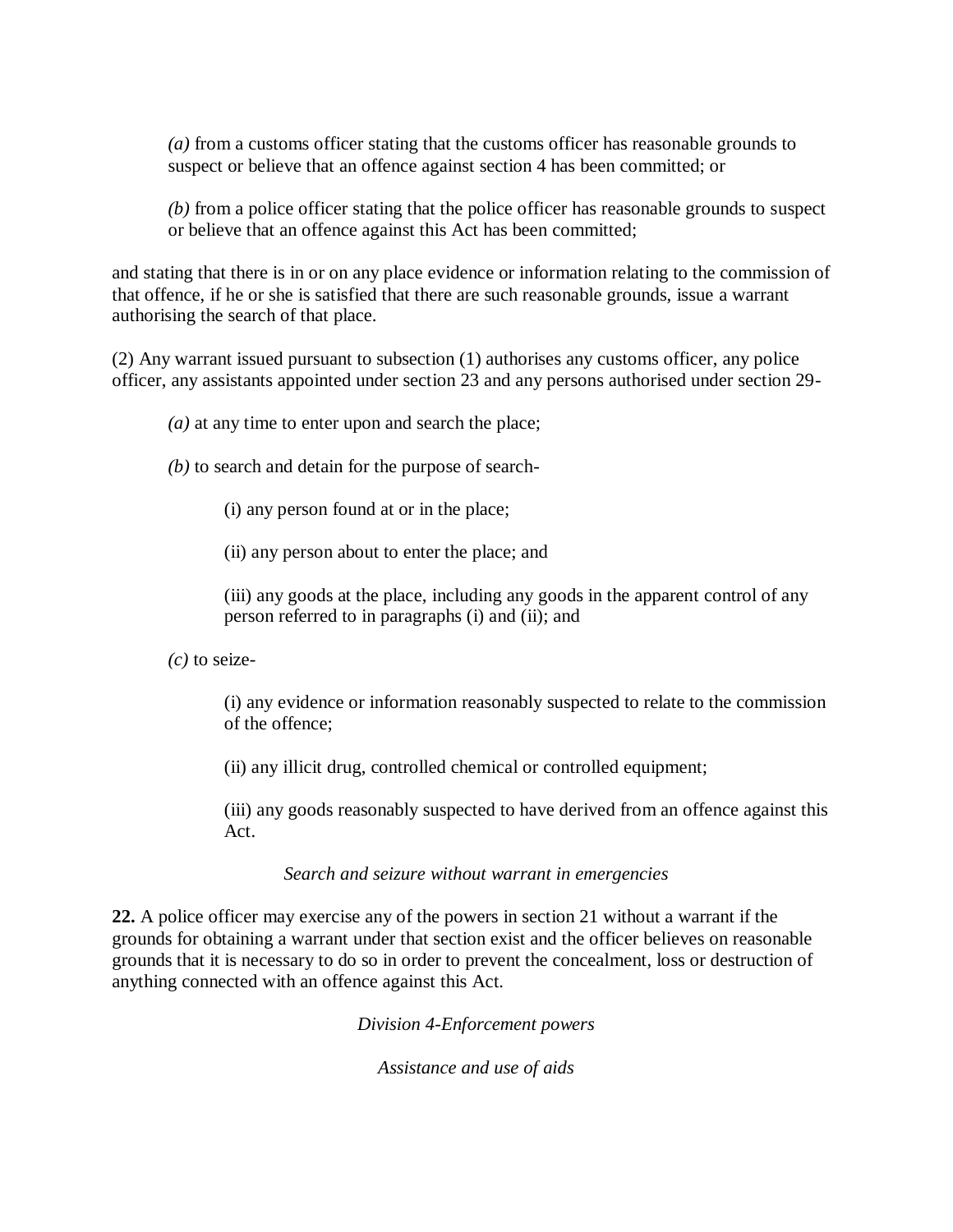*(a)* from a customs officer stating that the customs officer has reasonable grounds to suspect or believe that an offence against section 4 has been committed; or

*(b)* from a police officer stating that the police officer has reasonable grounds to suspect or believe that an offence against this Act has been committed;

and stating that there is in or on any place evidence or information relating to the commission of that offence, if he or she is satisfied that there are such reasonable grounds, issue a warrant authorising the search of that place.

(2) Any warrant issued pursuant to subsection (1) authorises any customs officer, any police officer, any assistants appointed under section 23 and any persons authorised under section 29-

*(a)* at any time to enter upon and search the place;

*(b)* to search and detain for the purpose of search-

(i) any person found at or in the place;

(ii) any person about to enter the place; and

(iii) any goods at the place, including any goods in the apparent control of any person referred to in paragraphs (i) and (ii); and

*(c)* to seize-

(i) any evidence or information reasonably suspected to relate to the commission of the offence;

(ii) any illicit drug, controlled chemical or controlled equipment;

(iii) any goods reasonably suspected to have derived from an offence against this Act.

*Search and seizure without warrant in emergencies*

**22.** A police officer may exercise any of the powers in section 21 without a warrant if the grounds for obtaining a warrant under that section exist and the officer believes on reasonable grounds that it is necessary to do so in order to prevent the concealment, loss or destruction of anything connected with an offence against this Act.

*Division 4-Enforcement powers*

*Assistance and use of aids*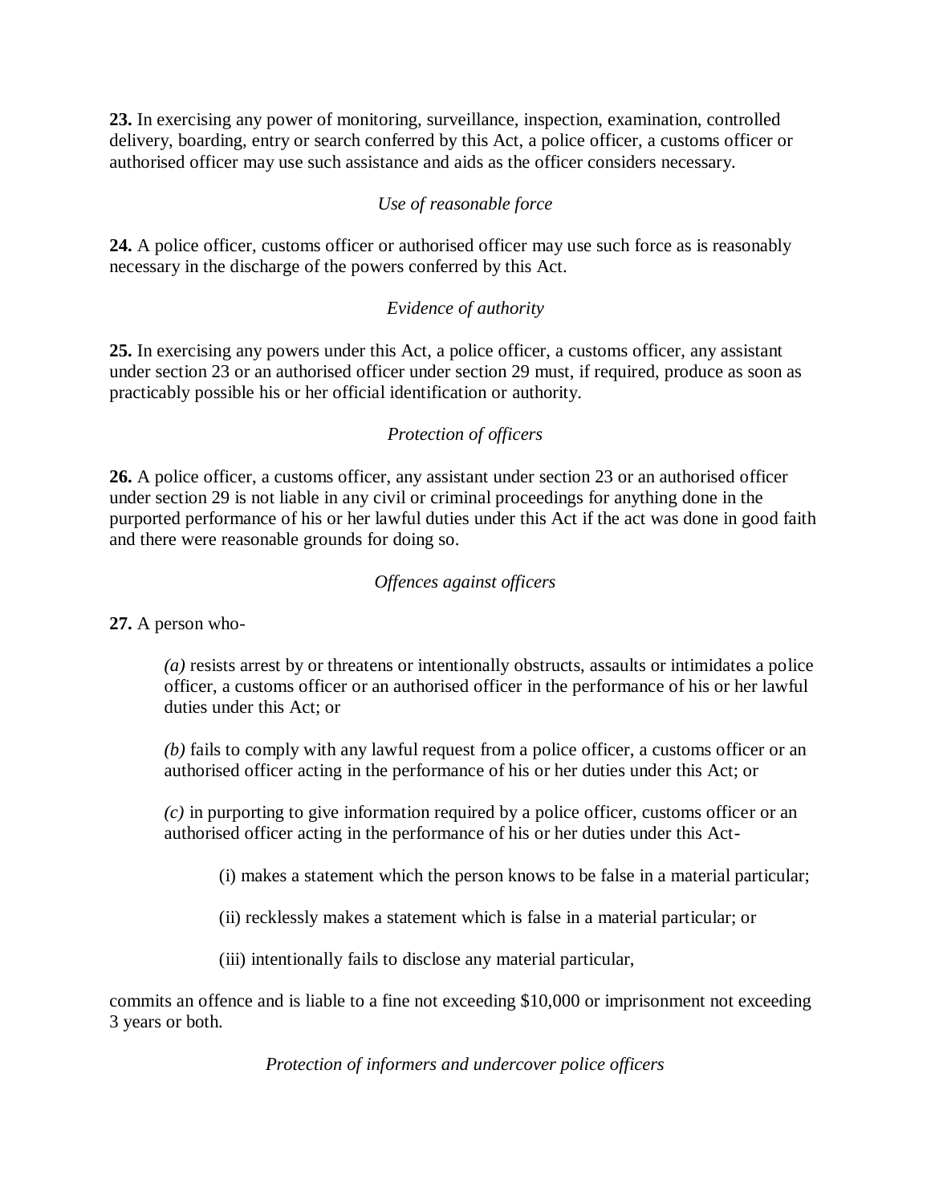**23.** In exercising any power of monitoring, surveillance, inspection, examination, controlled delivery, boarding, entry or search conferred by this Act, a police officer, a customs officer or authorised officer may use such assistance and aids as the officer considers necessary.

*Use of reasonable force*

**24.** A police officer, customs officer or authorised officer may use such force as is reasonably necessary in the discharge of the powers conferred by this Act.

*Evidence of authority*

**25.** In exercising any powers under this Act, a police officer, a customs officer, any assistant under section 23 or an authorised officer under section 29 must, if required, produce as soon as practicably possible his or her official identification or authority.

*Protection of officers*

**26.** A police officer, a customs officer, any assistant under section 23 or an authorised officer under section 29 is not liable in any civil or criminal proceedings for anything done in the purported performance of his or her lawful duties under this Act if the act was done in good faith and there were reasonable grounds for doing so.

*Offences against officers*

**27.** A person who-

*(a)* resists arrest by or threatens or intentionally obstructs, assaults or intimidates a police officer, a customs officer or an authorised officer in the performance of his or her lawful duties under this Act; or

*(b)* fails to comply with any lawful request from a police officer, a customs officer or an authorised officer acting in the performance of his or her duties under this Act; or

*(c)* in purporting to give information required by a police officer, customs officer or an authorised officer acting in the performance of his or her duties under this Act-

(i) makes a statement which the person knows to be false in a material particular;

(ii) recklessly makes a statement which is false in a material particular; or

(iii) intentionally fails to disclose any material particular,

commits an offence and is liable to a fine not exceeding $10,000 or imprisonment not exceeding 3 years or both.

*Protection of informers and undercover police officers*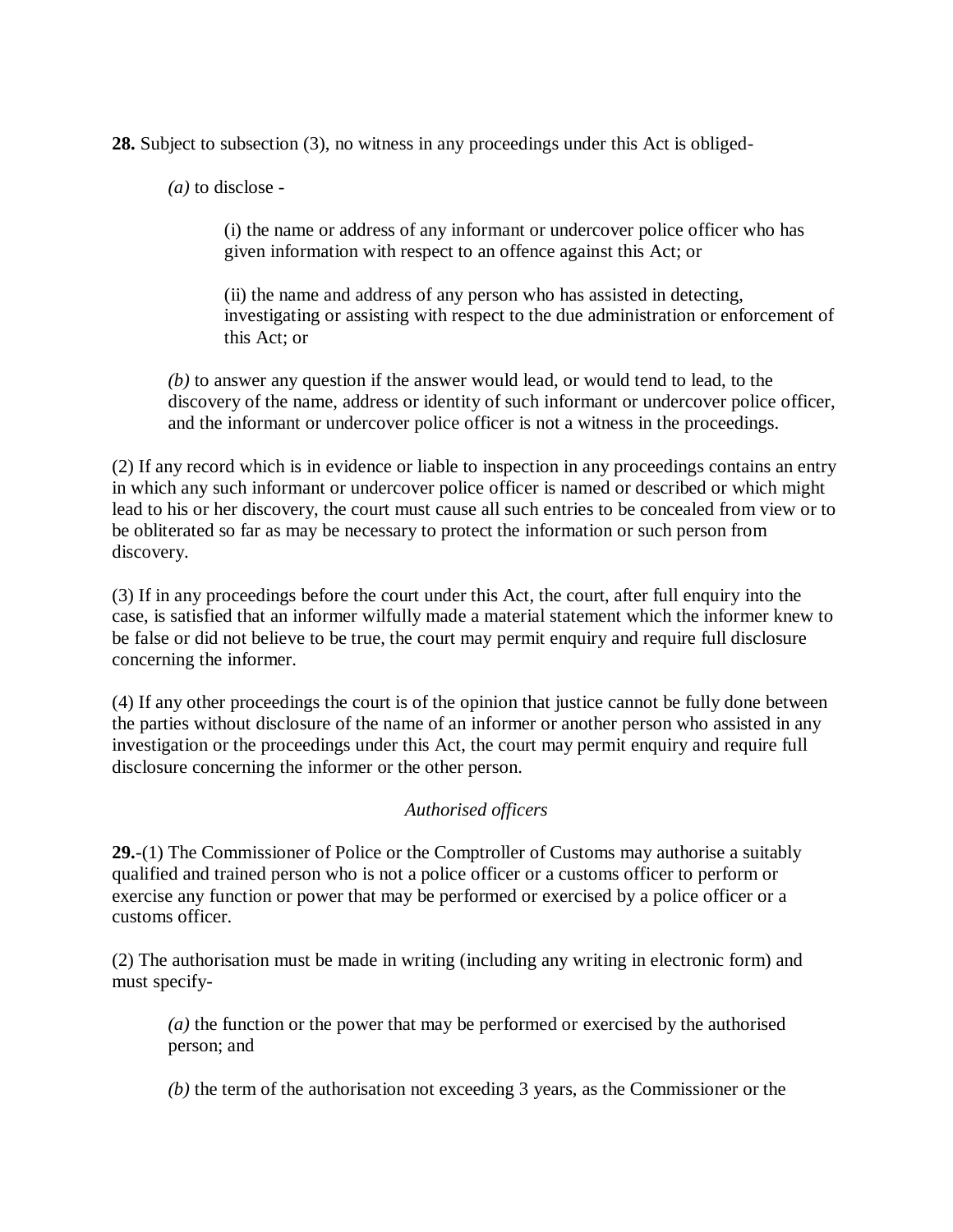**28.** Subject to subsection (3), no witness in any proceedings under this Act is obliged-

*(a)* to disclose -

(i) the name or address of any informant or undercover police officer who has given information with respect to an offence against this Act; or

(ii) the name and address of any person who has assisted in detecting, investigating or assisting with respect to the due administration or enforcement of this Act; or

*(b)* to answer any question if the answer would lead, or would tend to lead, to the discovery of the name, address or identity of such informant or undercover police officer, and the informant or undercover police officer is not a witness in the proceedings.

(2) If any record which is in evidence or liable to inspection in any proceedings contains an entry in which any such informant or undercover police officer is named or described or which might lead to his or her discovery, the court must cause all such entries to be concealed from view or to be obliterated so far as may be necessary to protect the information or such person from discovery.

(3) If in any proceedings before the court under this Act, the court, after full enquiry into the case, is satisfied that an informer wilfully made a material statement which the informer knew to be false or did not believe to be true, the court may permit enquiry and require full disclosure concerning the informer.

(4) If any other proceedings the court is of the opinion that justice cannot be fully done between the parties without disclosure of the name of an informer or another person who assisted in any investigation or the proceedings under this Act, the court may permit enquiry and require full disclosure concerning the informer or the other person.

*Authorised officers*

**29.**-(1) The Commissioner of Police or the Comptroller of Customs may authorise a suitably qualified and trained person who is not a police officer or a customs officer to perform or exercise any function or power that may be performed or exercised by a police officer or a customs officer.

(2) The authorisation must be made in writing (including any writing in electronic form) and must specify-

*(a)* the function or the power that may be performed or exercised by the authorised person; and

*(b)* the term of the authorisation not exceeding 3 years, as the Commissioner or the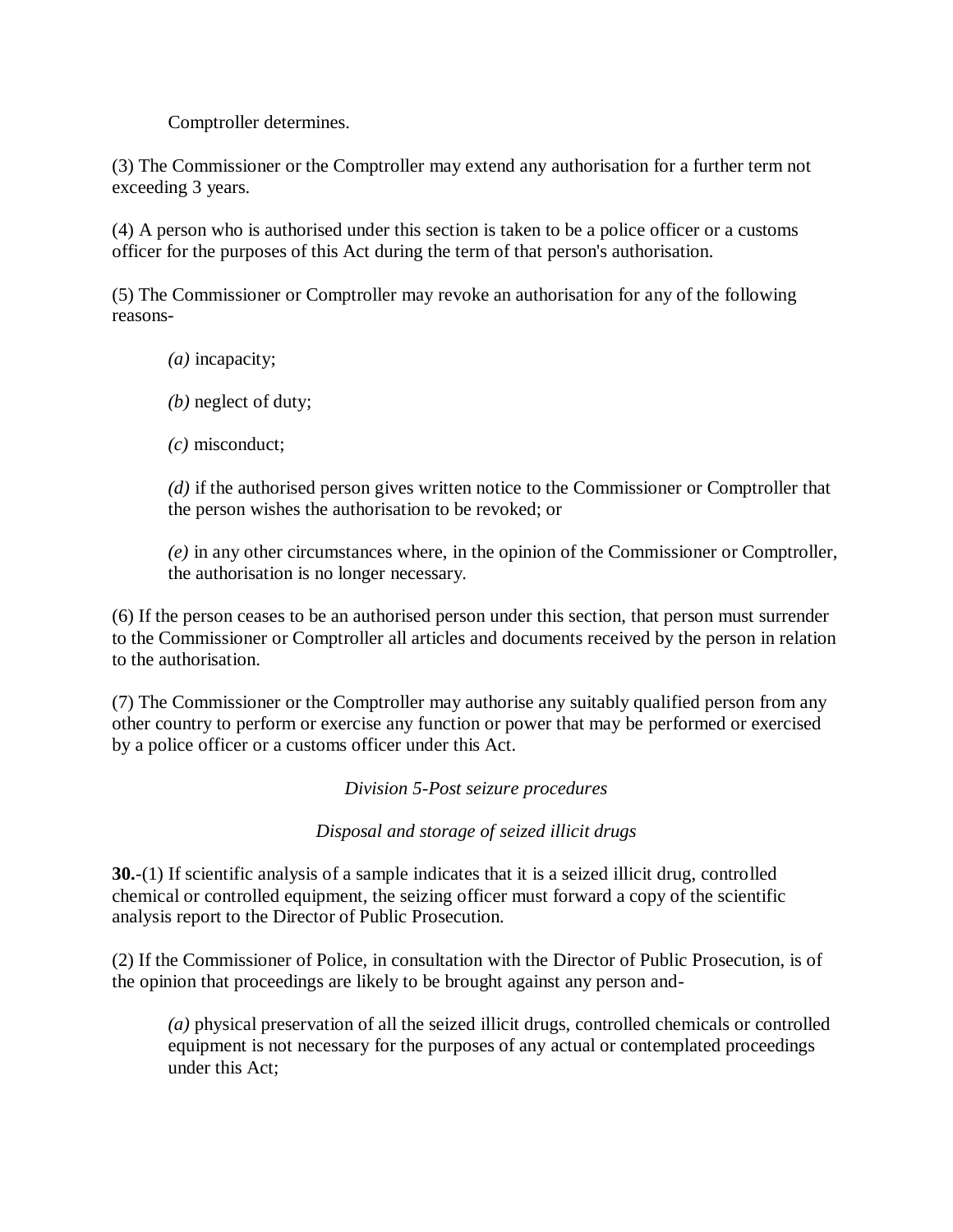Comptroller determines.

(3) The Commissioner or the Comptroller may extend any authorisation for a further term not exceeding 3 years.

(4) A person who is authorised under this section is taken to be a police officer or a customs officer for the purposes of this Act during the term of that person's authorisation.

(5) The Commissioner or Comptroller may revoke an authorisation for any of the following reasons-

> *(a)* incapacity;
>
> *(b)* neglect of duty;
>
> *(c)* misconduct;
>
> *(d)* if the authorised person gives written notice to the Commissioner or Comptroller that the person wishes the authorisation to be revoked; or
>
> *(e)* in any other circumstances where, in the opinion of the Commissioner or Comptroller, the authorisation is no longer necessary.

(6) If the person ceases to be an authorised person under this section, that person must surrender to the Commissioner or Comptroller all articles and documents received by the person in relation to the authorisation.

(7) The Commissioner or the Comptroller may authorise any suitably qualified person from any other country to perform or exercise any function or power that may be performed or exercised by a police officer or a customs officer under this Act.

*Division 5-Post seizure procedures*

*Disposal and storage of seized illicit drugs*

**30.**-(1) If scientific analysis of a sample indicates that it is a seized illicit drug, controlled chemical or controlled equipment, the seizing officer must forward a copy of the scientific analysis report to the Director of Public Prosecution.

(2) If the Commissioner of Police, in consultation with the Director of Public Prosecution, is of the opinion that proceedings are likely to be brought against any person and-

> *(a)* physical preservation of all the seized illicit drugs, controlled chemicals or controlled equipment is not necessary for the purposes of any actual or contemplated proceedings under this Act;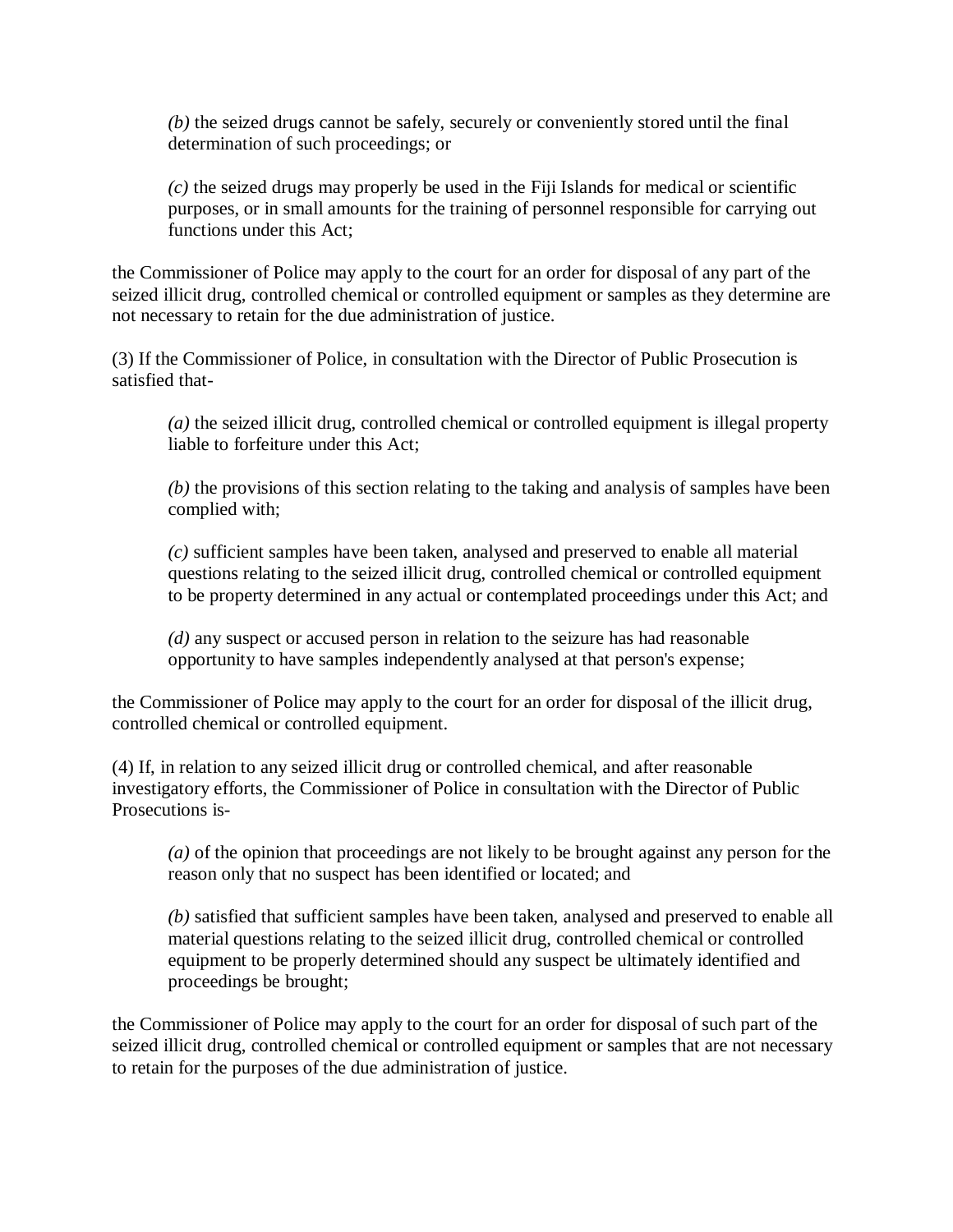*(b)* the seized drugs cannot be safely, securely or conveniently stored until the final determination of such proceedings; or

*(c)* the seized drugs may properly be used in the Fiji Islands for medical or scientific purposes, or in small amounts for the training of personnel responsible for carrying out functions under this Act;

the Commissioner of Police may apply to the court for an order for disposal of any part of the seized illicit drug, controlled chemical or controlled equipment or samples as they determine are not necessary to retain for the due administration of justice.

(3) If the Commissioner of Police, in consultation with the Director of Public Prosecution is satisfied that-

*(a)* the seized illicit drug, controlled chemical or controlled equipment is illegal property liable to forfeiture under this Act;

*(b)* the provisions of this section relating to the taking and analysis of samples have been complied with;

*(c)* sufficient samples have been taken, analysed and preserved to enable all material questions relating to the seized illicit drug, controlled chemical or controlled equipment to be property determined in any actual or contemplated proceedings under this Act; and

*(d)* any suspect or accused person in relation to the seizure has had reasonable opportunity to have samples independently analysed at that person's expense;

the Commissioner of Police may apply to the court for an order for disposal of the illicit drug, controlled chemical or controlled equipment.

(4) If, in relation to any seized illicit drug or controlled chemical, and after reasonable investigatory efforts, the Commissioner of Police in consultation with the Director of Public Prosecutions is-

*(a)* of the opinion that proceedings are not likely to be brought against any person for the reason only that no suspect has been identified or located; and

*(b)* satisfied that sufficient samples have been taken, analysed and preserved to enable all material questions relating to the seized illicit drug, controlled chemical or controlled equipment to be properly determined should any suspect be ultimately identified and proceedings be brought;

the Commissioner of Police may apply to the court for an order for disposal of such part of the seized illicit drug, controlled chemical or controlled equipment or samples that are not necessary to retain for the purposes of the due administration of justice.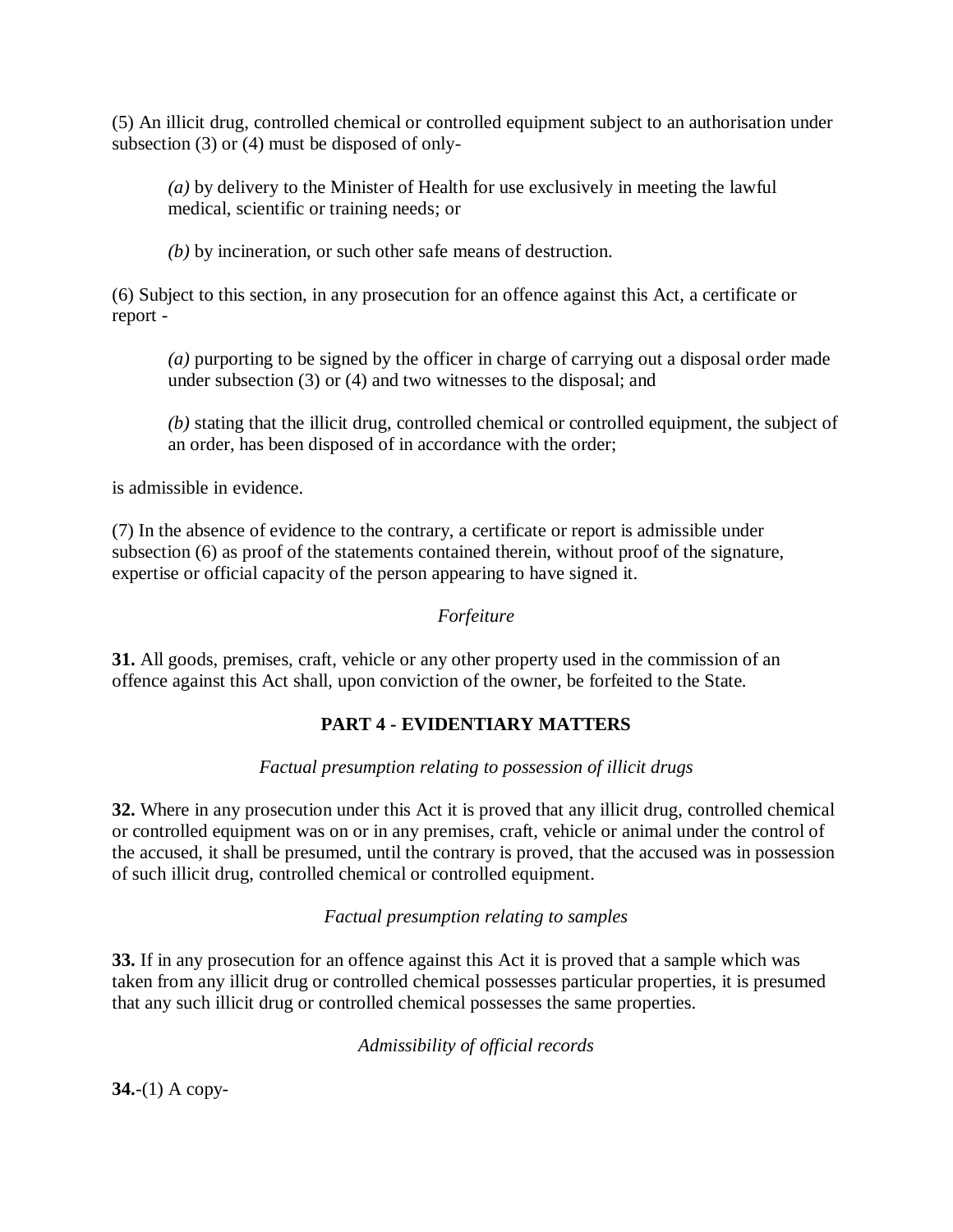(5) An illicit drug, controlled chemical or controlled equipment subject to an authorisation under subsection (3) or (4) must be disposed of only-

> *(a)* by delivery to the Minister of Health for use exclusively in meeting the lawful medical, scientific or training needs; or
>
> *(b)* by incineration, or such other safe means of destruction.

(6) Subject to this section, in any prosecution for an offence against this Act, a certificate or report -

> *(a)* purporting to be signed by the officer in charge of carrying out a disposal order made under subsection (3) or (4) and two witnesses to the disposal; and
>
> *(b)* stating that the illicit drug, controlled chemical or controlled equipment, the subject of an order, has been disposed of in accordance with the order;

is admissible in evidence.

(7) In the absence of evidence to the contrary, a certificate or report is admissible under subsection (6) as proof of the statements contained therein, without proof of the signature, expertise or official capacity of the person appearing to have signed it.

*Forfeiture*

**31.** All goods, premises, craft, vehicle or any other property used in the commission of an offence against this Act shall, upon conviction of the owner, be forfeited to the State.

## PART 4 - EVIDENTIARY MATTERS

*Factual presumption relating to possession of illicit drugs*

**32.** Where in any prosecution under this Act it is proved that any illicit drug, controlled chemical or controlled equipment was on or in any premises, craft, vehicle or animal under the control of the accused, it shall be presumed, until the contrary is proved, that the accused was in possession of such illicit drug, controlled chemical or controlled equipment.

*Factual presumption relating to samples*

**33.** If in any prosecution for an offence against this Act it is proved that a sample which was taken from any illicit drug or controlled chemical possesses particular properties, it is presumed that any such illicit drug or controlled chemical possesses the same properties.

*Admissibility of official records*

**34.**-(1) A copy-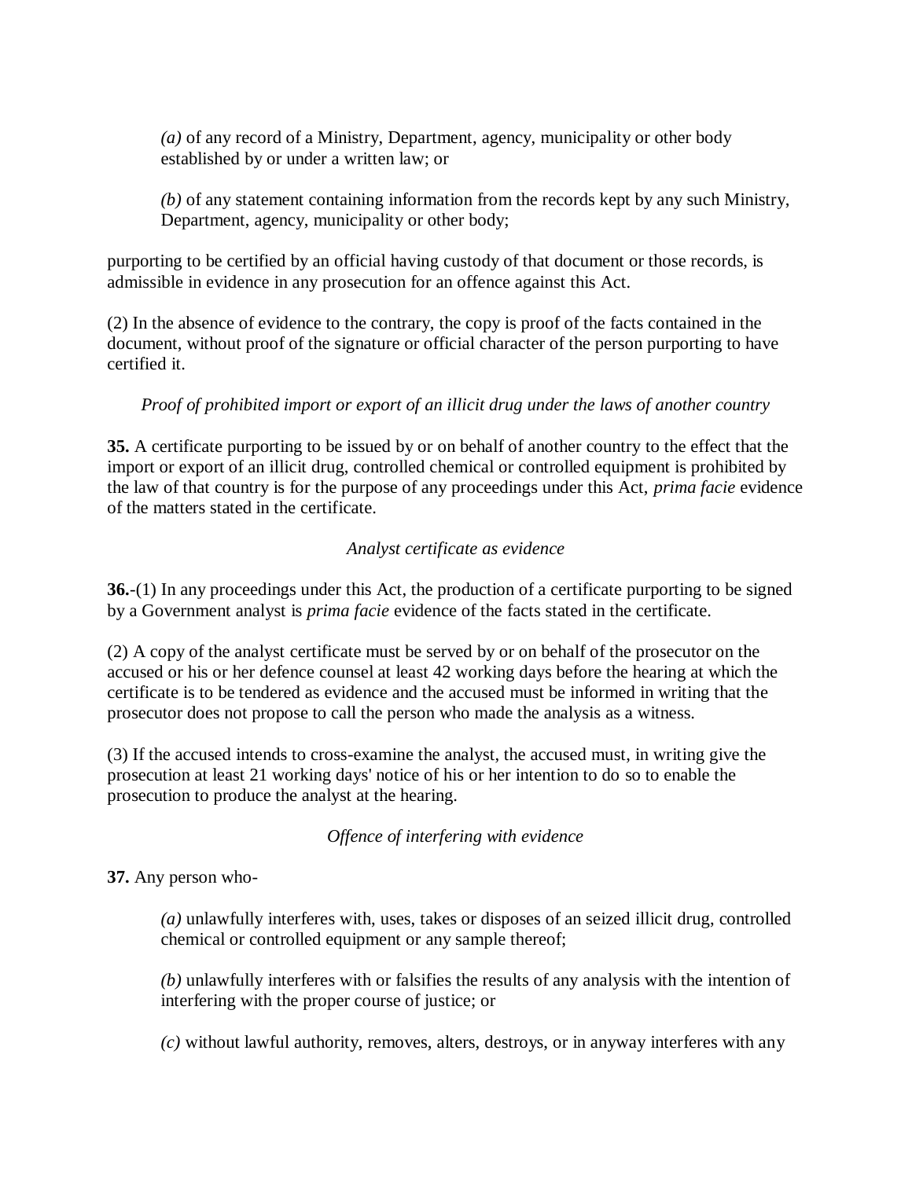*(a)* of any record of a Ministry, Department, agency, municipality or other body established by or under a written law; or

*(b)* of any statement containing information from the records kept by any such Ministry, Department, agency, municipality or other body;

purporting to be certified by an official having custody of that document or those records, is admissible in evidence in any prosecution for an offence against this Act.

(2) In the absence of evidence to the contrary, the copy is proof of the facts contained in the document, without proof of the signature or official character of the person purporting to have certified it.

*Proof of prohibited import or export of an illicit drug under the laws of another country*

**35.** A certificate purporting to be issued by or on behalf of another country to the effect that the import or export of an illicit drug, controlled chemical or controlled equipment is prohibited by the law of that country is for the purpose of any proceedings under this Act, *prima facie* evidence of the matters stated in the certificate.

*Analyst certificate as evidence*

**36.**-(1) In any proceedings under this Act, the production of a certificate purporting to be signed by a Government analyst is *prima facie* evidence of the facts stated in the certificate.

(2) A copy of the analyst certificate must be served by or on behalf of the prosecutor on the accused or his or her defence counsel at least 42 working days before the hearing at which the certificate is to be tendered as evidence and the accused must be informed in writing that the prosecutor does not propose to call the person who made the analysis as a witness.

(3) If the accused intends to cross-examine the analyst, the accused must, in writing give the prosecution at least 21 working days' notice of his or her intention to do so to enable the prosecution to produce the analyst at the hearing.

*Offence of interfering with evidence*

**37.** Any person who-

*(a)* unlawfully interferes with, uses, takes or disposes of an seized illicit drug, controlled chemical or controlled equipment or any sample thereof;

*(b)* unlawfully interferes with or falsifies the results of any analysis with the intention of interfering with the proper course of justice; or

*(c)* without lawful authority, removes, alters, destroys, or in anyway interferes with any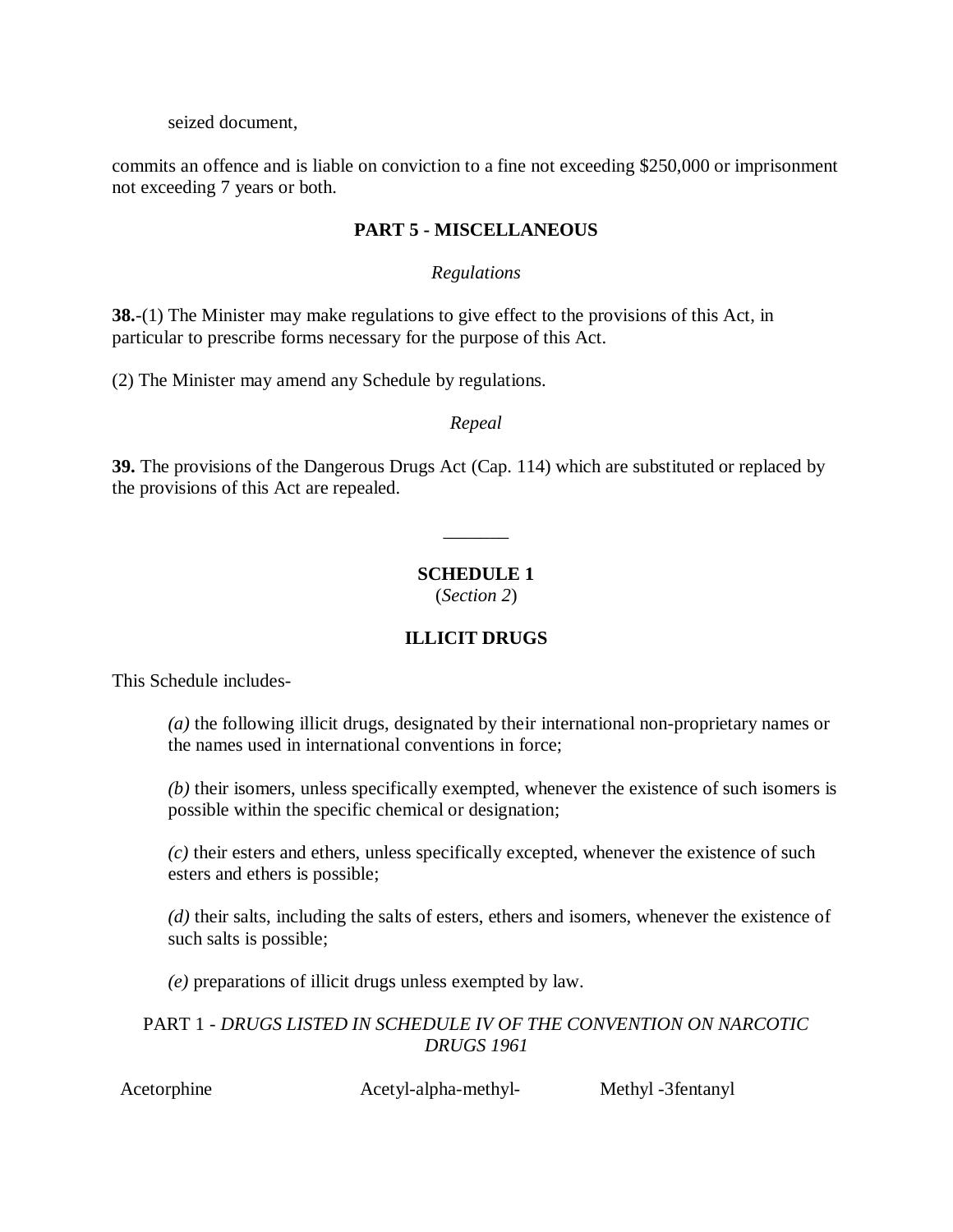seized document,

commits an offence and is liable on conviction to a fine not exceeding $250,000 or imprisonment not exceeding 7 years or both.

## PART 5 - MISCELLANEOUS

*Regulations*

**38.**-(1) The Minister may make regulations to give effect to the provisions of this Act, in particular to prescribe forms necessary for the purpose of this Act.

(2) The Minister may amend any Schedule by regulations.

*Repeal*

**39.** The provisions of the Dangerous Drugs Act (Cap. 114) which are substituted or replaced by the provisions of this Act are repealed.

_______

## SCHEDULE 1
(*Section 2*)

## ILLICIT DRUGS

This Schedule includes-

*(a)* the following illicit drugs, designated by their international non-proprietary names or the names used in international conventions in force;

*(b)* their isomers, unless specifically exempted, whenever the existence of such isomers is possible within the specific chemical or designation;

*(c)* their esters and ethers, unless specifically excepted, whenever the existence of such esters and ethers is possible;

*(d)* their salts, including the salts of esters, ethers and isomers, whenever the existence of such salts is possible;

*(e)* preparations of illicit drugs unless exempted by law.

PART 1 - *DRUGS LISTED IN SCHEDULE IV OF THE CONVENTION ON NARCOTIC DRUGS 1961*

| | | |
|---|---|---|
| Acetorphine | Acetyl-alpha-methyl- | Methyl -3fentanyl |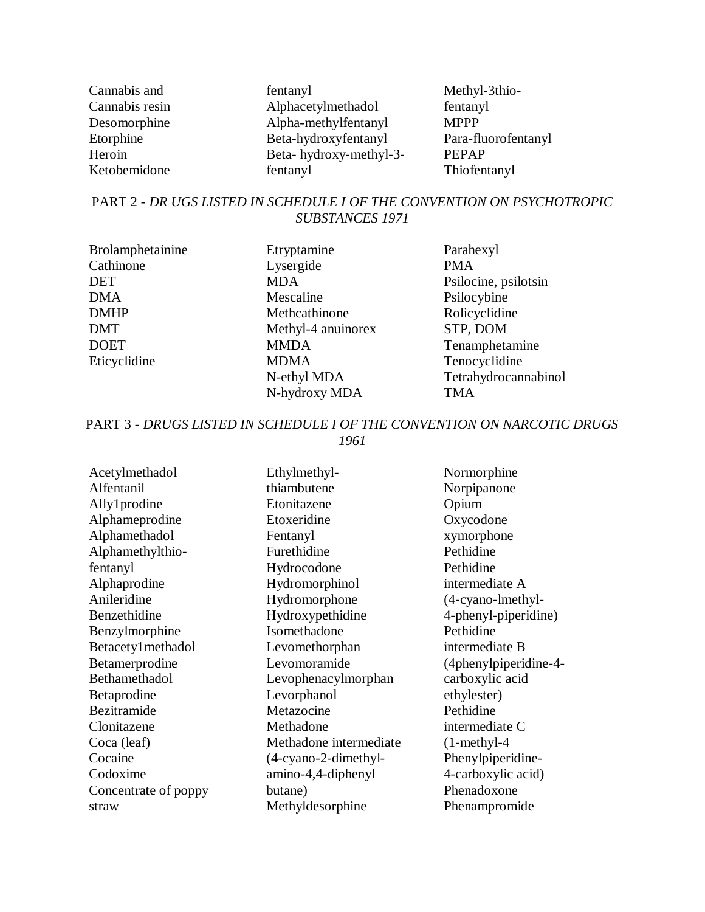Cannabis and
Cannabis resin
Desomorphine
Etorphine
Heroin
Ketobemidone

fentanyl
Alphacetylmethadol
Alpha-methylfentanyl
Beta-hydroxyfentanyl
Beta- hydroxy-methyl-3-
fentanyl

Methyl-3thio-
fentanyl
MPPP
Para-fluorofentanyl
PEPAP
Thiofentanyl

## PART 2 - *DR UGS LISTED IN SCHEDULE I OF THE CONVENTION ON PSYCHOTROPIC SUBSTANCES 1971*

Brolamphetainine
Cathinone
DET
DMA
DMHP
DMT
DOET
Eticyclidine

Etryptamine
Lysergide
MDA
Mescaline
Methcathinone
Methyl-4 anuinorex
MMDA
MDMA
N-ethyl MDA
N-hydroxy MDA

Parahexyl
PMA
Psilocine, psilotsin
Psilocybine
Rolicyclidine
STP, DOM
Tenamphetamine
Tenocyclidine
Tetrahydrocannabinol
TMA

## PART 3 - *DRUGS LISTED IN SCHEDULE I OF THE CONVENTION ON NARCOTIC DRUGS 1961*

Acetylmethadol
Alfentanil
Ally1prodine
Alphameprodine
Alphamethadol
Alphamethylthio-
fentanyl
Alphaprodine
Anileridine
Benzethidine
Benzylmorphine
Betacety1methadol
Betamerprodine
Bethamethadol
Betaprodine
Bezitramide
Clonitazene
Coca (leaf)
Cocaine
Codoxime
Concentrate of poppy
straw

Ethylmethyl-
thiambutene
Etonitazene
Etoxeridine
Fentanyl
Furethidine
Hydrocodone
Hydromorphinol
Hydromorphone
Hydroxypethidine
Isomethadone
Levomethorphan
Levomoramide
Levophenacylmorphan
Levorphanol
Metazocine
Methadone
Methadone intermediate
(4-cyano-2-dimethyl-
amino-4,4-diphenyl
butane)
Methyldesorphine

Normorphine
Norpipanone
Opium
Oxycodone
xymorphone
Pethidine
Pethidine
intermediate A
(4-cyano-lmethyl-
4-phenyl-piperidine)
Pethidine
intermediate B
(4phenylpiperidine-4-
carboxylic acid
ethylester)
Pethidine
intermediate C
(1-methyl-4
Phenylpiperidine-
4-carboxylic acid)
Phenadoxone
Phenampromide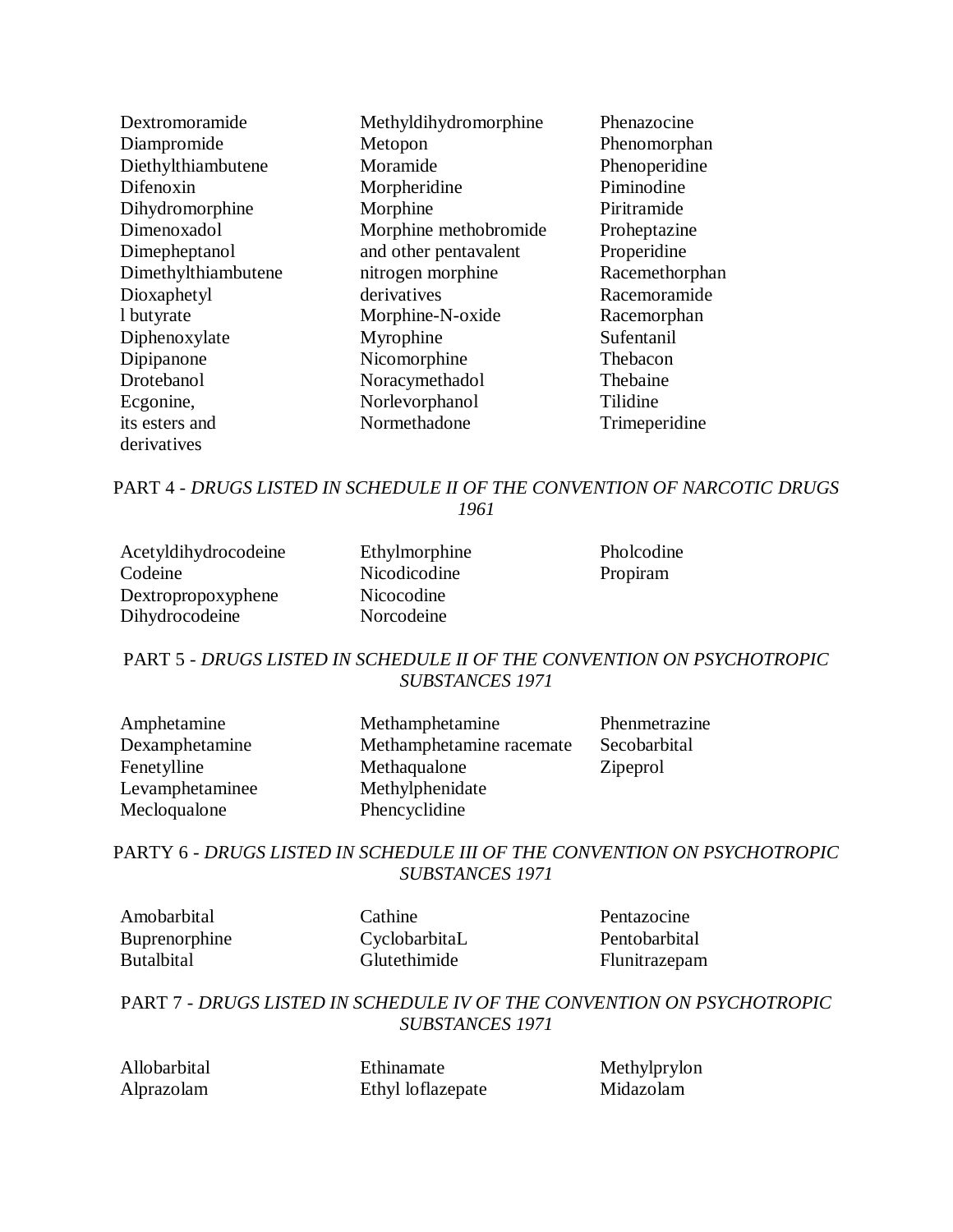Dextromoramide
Diampromide
Diethylthiambutene
Difenoxin
Dihydromorphine
Dimenoxadol
Dimepheptanol
Dimethylthiambutene
Dioxaphetyl
l butyrate
Diphenoxylate
Dipipanone
Drotebanol
Ecgonine,
its esters and
derivatives

Methyldihydromorphine
Metopon
Moramide
Morpheridine
Morphine
Morphine methobromide
and other pentavalent
nitrogen morphine
derivatives
Morphine-N-oxide
Myrophine
Nicomorphine
Noracymethadol
Norlevorphanol
Normethadone

Phenazocine
Phenomorphan
Phenoperidine
Piminodine
Piritramide
Proheptazine
Properidine
Racemethorphan
Racemoramide
Racemorphan
Sufentanil
Thebacon
Thebaine
Tilidine
Trimeperidine

PART 4 - *DRUGS LISTED IN SCHEDULE II OF THE CONVENTION OF NARCOTIC DRUGS 1961*

Acetyldihydrocodeine
Codeine
Dextropropoxyphene
Dihydrocodeine

Ethylmorphine
Nicodicodine
Nicocodine
Norcodeine

Pholcodine
Propiram

PART 5 - *DRUGS LISTED IN SCHEDULE II OF THE CONVENTION ON PSYCHOTROPIC SUBSTANCES 1971*

Amphetamine
Dexamphetamine
Fenetylline
Levamphetaminee
Mecloqualone

Methamphetamine
Methamphetamine racemate
Methaqualone
Methylphenidate
Phencyclidine

Phenmetrazine
Secobarbital
Zipeprol

PARTY 6 - *DRUGS LISTED IN SCHEDULE III OF THE CONVENTION ON PSYCHOTROPIC SUBSTANCES 1971*

Amobarbital
Buprenorphine
Butalbital

Cathine
CyclobarbitaL
Glutethimide

Pentazocine
Pentobarbital
Flunitrazepam

PART 7 - *DRUGS LISTED IN SCHEDULE IV OF THE CONVENTION ON PSYCHOTROPIC SUBSTANCES 1971*

Allobarbital
Alprazolam

Ethinamate
Ethyl loflazepate

Methylprylon
Midazolam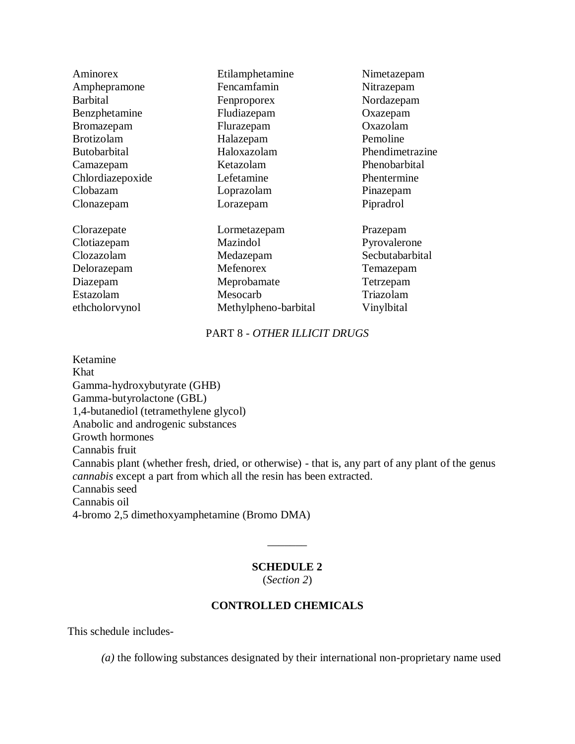Aminorex
Amphepramone
Barbital
Benzphetamine
Bromazepam
Brotizolam
Butobarbital
Camazepam
Chlordiazepoxide
Clobazam
Clonazepam

Clorazepate
Clotiazepam
Clozazolam
Delorazepam
Diazepam
Estazolam
ethcholorvynol

Etilamphetamine
Fencamfamin
Fenproporex
Fludiazepam
Flurazepam
Halazepam
Haloxazolam
Ketazolam
Lefetamine
Loprazolam
Lorazepam

Lormetazepam
Mazindol
Medazepam
Mefenorex
Meprobamate
Mesocarb
Methylpheno-barbital

Nimetazepam
Nitrazepam
Nordazepam
Oxazepam
Oxazolam
Pemoline
Phendimetrazine
Phenobarbital
Phentermine
Pinazepam
Pipradrol

Prazepam
Pyrovalerone
Secbutabarbital
Temazepam
Tetrzepam
Triazolam
Vinylbital

PART 8 - *OTHER ILLICIT DRUGS*

Ketamine
Khat
Gamma-hydroxybutyrate (GHB)
Gamma-butyrolactone (GBL)
1,4-butanediol (tetramethylene glycol)
Anabolic and androgenic substances
Growth hormones
Cannabis fruit
Cannabis plant (whether fresh, dried, or otherwise) - that is, any part of any plant of the genus *cannabis* except a part from which all the resin has been extracted.
Cannabis seed
Cannabis oil
4-bromo 2,5 dimethoxyamphetamine (Bromo DMA)

_______

**SCHEDULE 2**
(*Section 2*)

**CONTROLLED CHEMICALS**

This schedule includes-

*(a)* the following substances designated by their international non-proprietary name used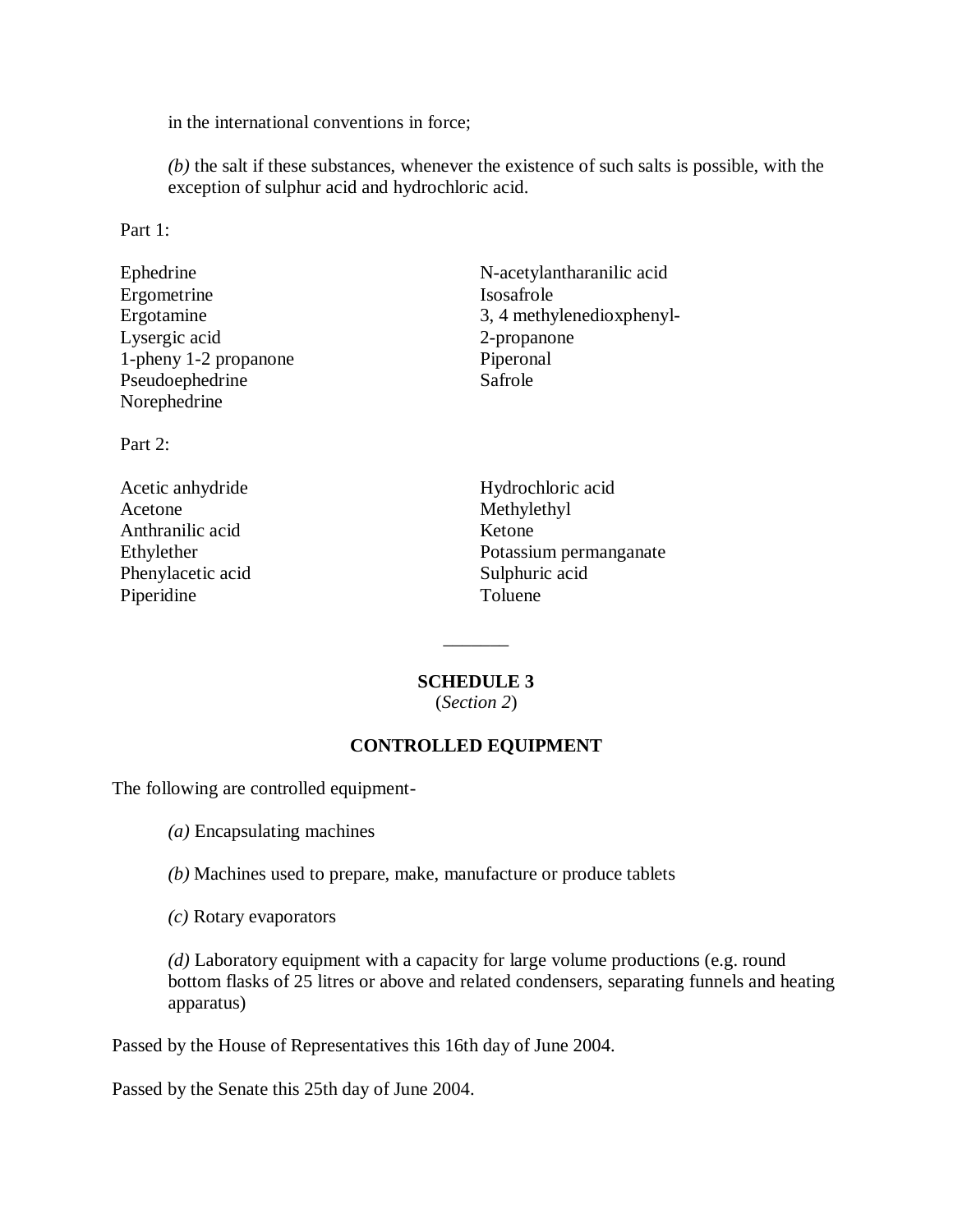in the international conventions in force;

*(b)* the salt if these substances, whenever the existence of such salts is possible, with the exception of sulphur acid and hydrochloric acid.

Part 1:

Ephedrine
Ergometrine
Ergotamine
Lysergic acid
1-pheny 1-2 propanone
Pseudoephedrine
Norephedrine
N-acetylantharanilic acid
Isosafrole
3, 4 methylenedioxphenyl-2-propanone
Piperonal
Safrole

Part 2:

Acetic anhydride
Acetone
Anthranilic acid
Ethylether
Phenylacetic acid
Piperidine
Hydrochloric acid
Methylethyl
Ketone
Potassium permanganate
Sulphuric acid
Toluene

---

**SCHEDULE 3**
(*Section 2*)

**CONTROLLED EQUIPMENT**

The following are controlled equipment-

*(a)* Encapsulating machines

*(b)* Machines used to prepare, make, manufacture or produce tablets

*(c)* Rotary evaporators

*(d)* Laboratory equipment with a capacity for large volume productions (e.g. round bottom flasks of 25 litres or above and related condensers, separating funnels and heating apparatus)

Passed by the House of Representatives this 16th day of June 2004.

Passed by the Senate this 25th day of June 2004.